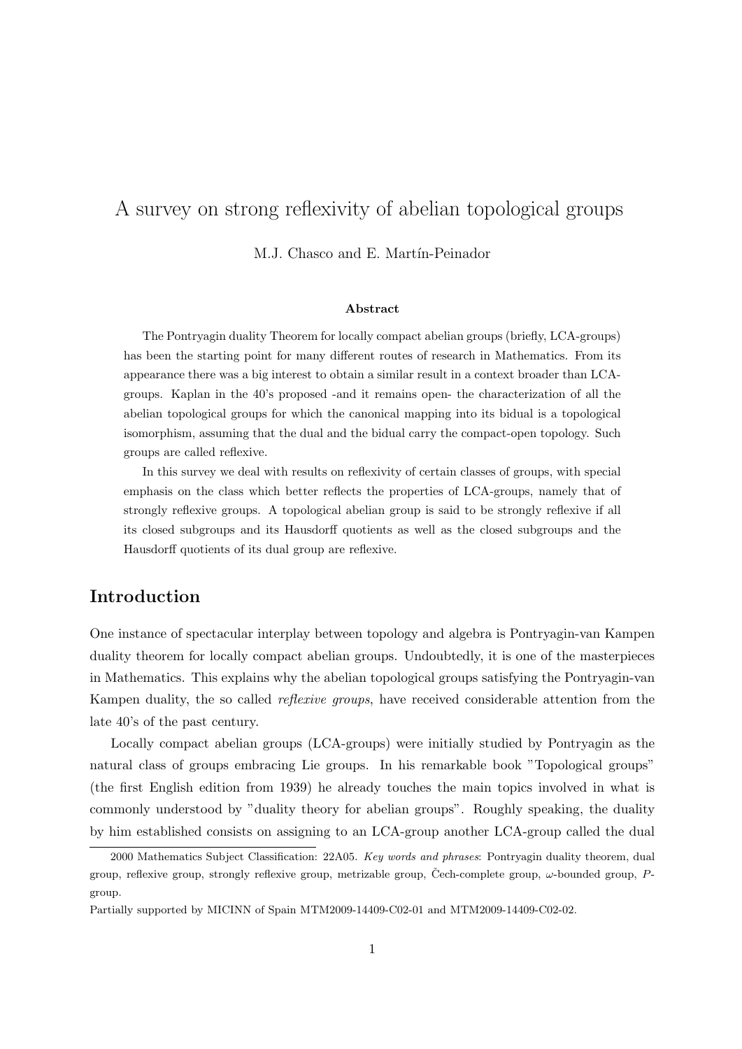# A survey on strong reflexivity of abelian topological groups

M.J. Chasco and E. Martín-Peinador

**Abstract**

The Pontryagin duality Theorem for locally compact abelian groups (briefly, LCA-groups) has been the starting point for many different routes of research in Mathematics. From its appearance there was a big interest to obtain a similar result in a context broader than LCA-groups. Kaplan in the 40's proposed -and it remains open- the characterization of all the abelian topological groups for which the canonical mapping into its bidual is a topological isomorphism, assuming that the dual and the bidual carry the compact-open topology. Such groups are called reflexive.

In this survey we deal with results on reflexivity of certain classes of groups, with special emphasis on the class which better reflects the properties of LCA-groups, namely that of strongly reflexive groups. A topological abelian group is said to be strongly reflexive if all its closed subgroups and its Hausdorff quotients as well as the closed subgroups and the Hausdorff quotients of its dual group are reflexive.

## Introduction

One instance of spectacular interplay between topology and algebra is Pontryagin-van Kampen duality theorem for locally compact abelian groups. Undoubtedly, it is one of the masterpieces in Mathematics. This explains why the abelian topological groups satisfying the Pontryagin-van Kampen duality, the so called *reflexive groups*, have received considerable attention from the late 40's of the past century.

Locally compact abelian groups (LCA-groups) were initially studied by Pontryagin as the natural class of groups embracing Lie groups. In his remarkable book "Topological groups" (the first English edition from 1939) he already touches the main topics involved in what is commonly understood by "duality theory for abelian groups". Roughly speaking, the duality by him established consists on assigning to an LCA-group another LCA-group called the dual

---

2000 Mathematics Subject Classification: 22A05. *Key words and phrases*: Pontryagin duality theorem, dual group, reflexive group, strongly reflexive group, metrizable group, Čech-complete group, $\omega$-bounded group, $P$-group.

Partially supported by MICINN of Spain MTM2009-14409-C02-01 and MTM2009-14409-C02-02.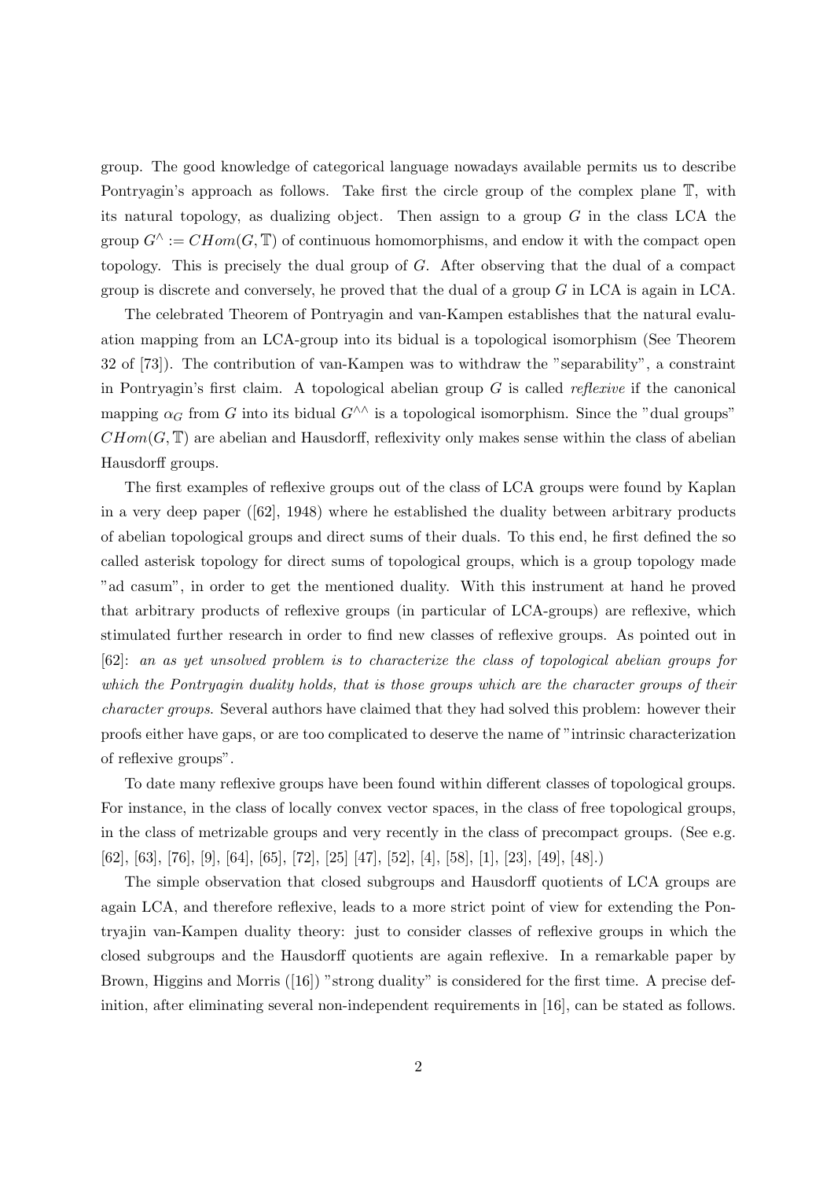group. The good knowledge of categorical language nowadays available permits us to describe Pontryagin's approach as follows. Take first the circle group of the complex plane $\mathbb{T}$, with its natural topology, as dualizing object. Then assign to a group $G$ in the class LCA the group $G^\wedge := CHom(G, \mathbb{T})$ of continuous homomorphisms, and endow it with the compact open topology. This is precisely the dual group of $G$. After observing that the dual of a compact group is discrete and conversely, he proved that the dual of a group $G$ in LCA is again in LCA.

The celebrated Theorem of Pontryagin and van-Kampen establishes that the natural evaluation mapping from an LCA-group into its bidual is a topological isomorphism (See Theorem 32 of [73]). The contribution of van-Kampen was to withdraw the "separability", a constraint in Pontryagin's first claim. A topological abelian group $G$ is called *reflexive* if the canonical mapping $\alpha_G$ from $G$ into its bidual $G^{\wedge\wedge}$ is a topological isomorphism. Since the "dual groups" $CHom(G, \mathbb{T})$ are abelian and Hausdorff, reflexivity only makes sense within the class of abelian Hausdorff groups.

The first examples of reflexive groups out of the class of LCA groups were found by Kaplan in a very deep paper ([62], 1948) where he established the duality between arbitrary products of abelian topological groups and direct sums of their duals. To this end, he first defined the so called asterisk topology for direct sums of topological groups, which is a group topology made "ad casum", in order to get the mentioned duality. With this instrument at hand he proved that arbitrary products of reflexive groups (in particular of LCA-groups) are reflexive, which stimulated further research in order to find new classes of reflexive groups. As pointed out in [62]: *an as yet unsolved problem is to characterize the class of topological abelian groups for which the Pontryagin duality holds, that is those groups which are the character groups of their character groups*. Several authors have claimed that they had solved this problem: however their proofs either have gaps, or are too complicated to deserve the name of "intrinsic characterization of reflexive groups".

To date many reflexive groups have been found within different classes of topological groups. For instance, in the class of locally convex vector spaces, in the class of free topological groups, in the class of metrizable groups and very recently in the class of precompact groups. (See e.g. [62], [63], [76], [9], [64], [65], [72], [25] [47], [52], [4], [58], [1], [23], [49], [48].)

The simple observation that closed subgroups and Hausdorff quotients of LCA groups are again LCA, and therefore reflexive, leads to a more strict point of view for extending the Pontryajin van-Kampen duality theory: just to consider classes of reflexive groups in which the closed subgroups and the Hausdorff quotients are again reflexive. In a remarkable paper by Brown, Higgins and Morris ([16]) "strong duality" is considered for the first time. A precise definition, after eliminating several non-independent requirements in [16], can be stated as follows.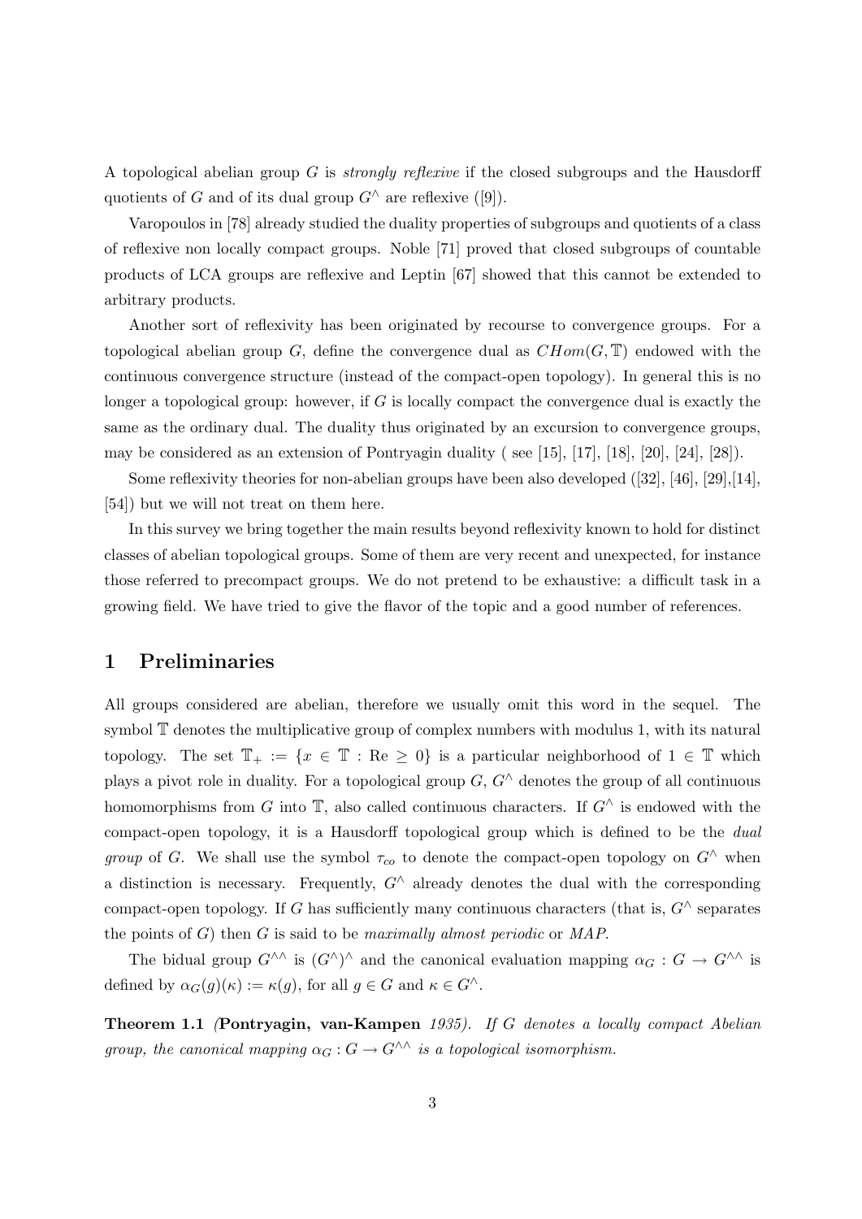A topological abelian group $G$ is *strongly reflexive* if the closed subgroups and the Hausdorff quotients of $G$ and of its dual group $G^\wedge$ are reflexive ([9]).

Varopoulos in [78] already studied the duality properties of subgroups and quotients of a class of reflexive non locally compact groups. Noble [71] proved that closed subgroups of countable products of LCA groups are reflexive and Leptin [67] showed that this cannot be extended to arbitrary products.

Another sort of reflexivity has been originated by recourse to convergence groups. For a topological abelian group $G$, define the convergence dual as $CHom(G, \mathbb{T})$ endowed with the continuous convergence structure (instead of the compact-open topology). In general this is no longer a topological group: however, if $G$ is locally compact the convergence dual is exactly the same as the ordinary dual. The duality thus originated by an excursion to convergence groups, may be considered as an extension of Pontryagin duality ( see [15], [17], [18], [20], [24], [28]).

Some reflexivity theories for non-abelian groups have been also developed ([32], [46], [29],[14], [54]) but we will not treat on them here.

In this survey we bring together the main results beyond reflexivity known to hold for distinct classes of abelian topological groups. Some of them are very recent and unexpected, for instance those referred to precompact groups. We do not pretend to be exhaustive: a difficult task in a growing field. We have tried to give the flavor of the topic and a good number of references.

## 1 Preliminaries

All groups considered are abelian, therefore we usually omit this word in the sequel. The symbol $\mathbb{T}$ denotes the multiplicative group of complex numbers with modulus 1, with its natural topology. The set $\mathbb{T}_+ := \{x \in \mathbb{T} : \text{Re} \geq 0\}$ is a particular neighborhood of $1 \in \mathbb{T}$ which plays a pivot role in duality. For a topological group $G$, $G^\wedge$ denotes the group of all continuous homomorphisms from $G$ into $\mathbb{T}$, also called continuous characters. If $G^\wedge$ is endowed with the compact-open topology, it is a Hausdorff topological group which is defined to be the *dual group* of $G$. We shall use the symbol $\tau_{co}$ to denote the compact-open topology on $G^\wedge$ when a distinction is necessary. Frequently, $G^\wedge$ already denotes the dual with the corresponding compact-open topology. If $G$ has sufficiently many continuous characters (that is, $G^\wedge$ separates the points of $G$) then $G$ is said to be *maximally almost periodic* or *MAP*.

The bidual group $G^{\wedge\wedge}$ is $(G^\wedge)^\wedge$ and the canonical evaluation mapping $\alpha_G : G \to G^{\wedge\wedge}$ is defined by $\alpha_G(g)(\kappa) := \kappa(g)$, for all $g \in G$ and $\kappa \in G^\wedge$.

**Theorem 1.1** *(***Pontryagin, van-Kampen** *1935). If $G$ denotes a locally compact Abelian group, the canonical mapping $\alpha_G : G \to G^{\wedge\wedge}$ is a topological isomorphism.*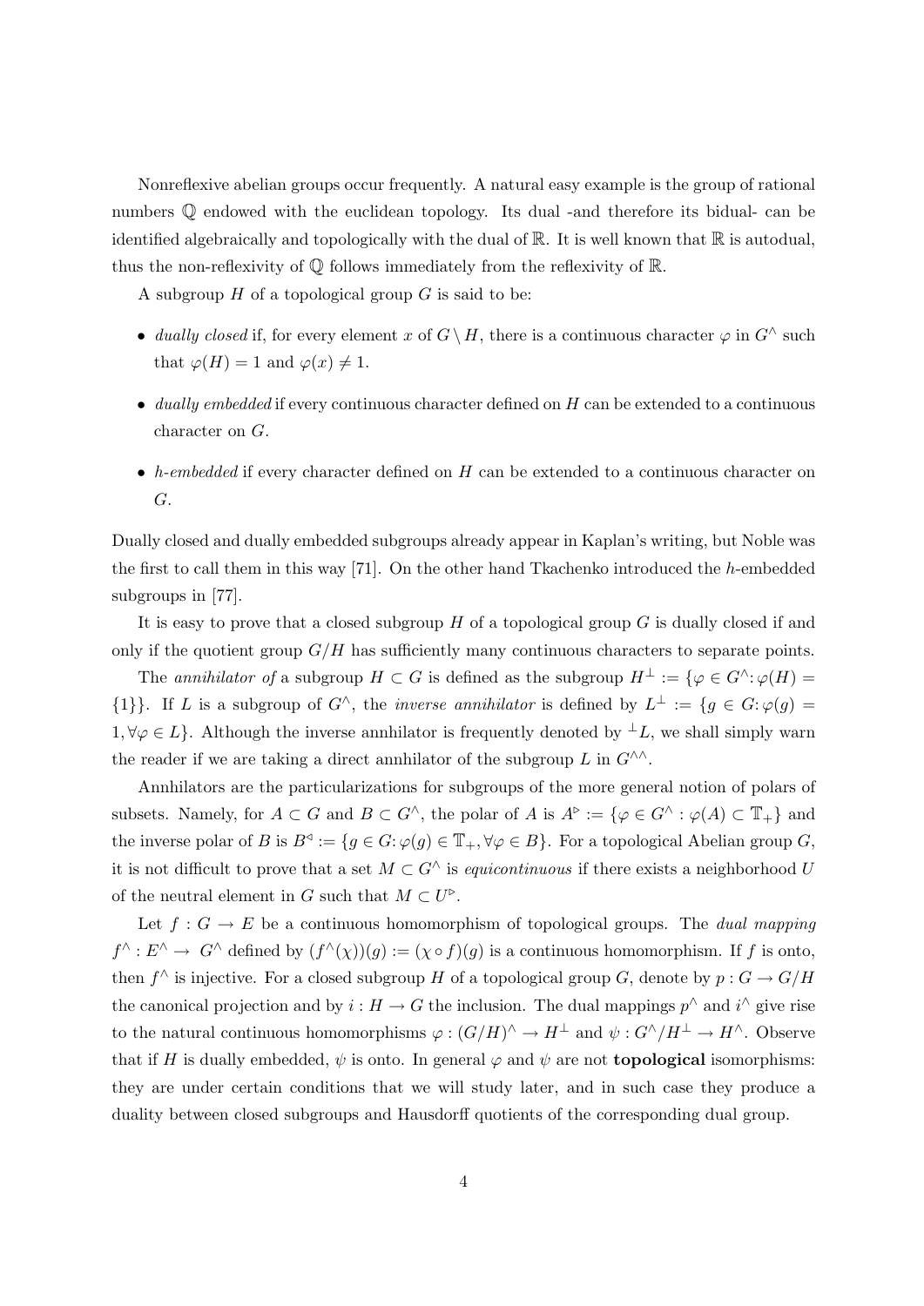Nonreflexive abelian groups occur frequently. A natural easy example is the group of rational numbers $\mathbb{Q}$ endowed with the euclidean topology. Its dual -and therefore its bidual- can be identified algebraically and topologically with the dual of $\mathbb{R}$. It is well known that $\mathbb{R}$ is autodual, thus the non-reflexivity of $\mathbb{Q}$ follows immediately from the reflexivity of $\mathbb{R}$.

A subgroup $H$ of a topological group $G$ is said to be:

- *dually closed* if, for every element $x$ of $G \setminus H$, there is a continuous character $\varphi$ in $G^\wedge$ such that $\varphi(H) = 1$ and $\varphi(x) \neq 1$.
- *dually embedded* if every continuous character defined on $H$ can be extended to a continuous character on $G$.
- *h-embedded* if every character defined on $H$ can be extended to a continuous character on $G$.

Dually closed and dually embedded subgroups already appear in Kaplan's writing, but Noble was the first to call them in this way [71]. On the other hand Tkachenko introduced the $h$-embedded subgroups in [77].

It is easy to prove that a closed subgroup $H$ of a topological group $G$ is dually closed if and only if the quotient group $G/H$ has sufficiently many continuous characters to separate points.

The *annihilator of* a subgroup $H \subset G$ is defined as the subgroup $H^\perp := \{\varphi \in G^\wedge : \varphi(H) = \{1\}\}$. If $L$ is a subgroup of $G^\wedge$, the *inverse annihilator* is defined by $L^\perp := \{g \in G : \varphi(g) = 1, \forall \varphi \in L\}$. Although the inverse annhilator is frequently denoted by ${}^\perp L$, we shall simply warn the reader if we are taking a direct annhilator of the subgroup $L$ in $G^{\wedge\wedge}$.

Annhilators are the particularizations for subgroups of the more general notion of polars of subsets. Namely, for $A \subset G$ and $B \subset G^\wedge$, the polar of $A$ is $A^\triangleright := \{\varphi \in G^\wedge : \varphi(A) \subset \mathbb{T}_+\}$ and the inverse polar of $B$ is $B^\triangleleft := \{g \in G : \varphi(g) \in \mathbb{T}_+, \forall \varphi \in B\}$. For a topological Abelian group $G$, it is not difficult to prove that a set $M \subset G^\wedge$ is *equicontinuous* if there exists a neighborhood $U$ of the neutral element in $G$ such that $M \subset U^\triangleright$.

Let $f : G \to E$ be a continuous homomorphism of topological groups. The *dual mapping* $f^\wedge : E^\wedge \to G^\wedge$ defined by $(f^\wedge(\chi))(g) := (\chi \circ f)(g)$ is a continuous homomorphism. If $f$ is onto, then $f^\wedge$ is injective. For a closed subgroup $H$ of a topological group $G$, denote by $p : G \to G/H$ the canonical projection and by $i : H \to G$ the inclusion. The dual mappings $p^\wedge$ and $i^\wedge$ give rise to the natural continuous homomorphisms $\varphi : (G/H)^\wedge \to H^\perp$ and $\psi : G^\wedge/H^\perp \to H^\wedge$. Observe that if $H$ is dually embedded, $\psi$ is onto. In general $\varphi$ and $\psi$ are not **topological** isomorphisms: they are under certain conditions that we will study later, and in such case they produce a duality between closed subgroups and Hausdorff quotients of the corresponding dual group.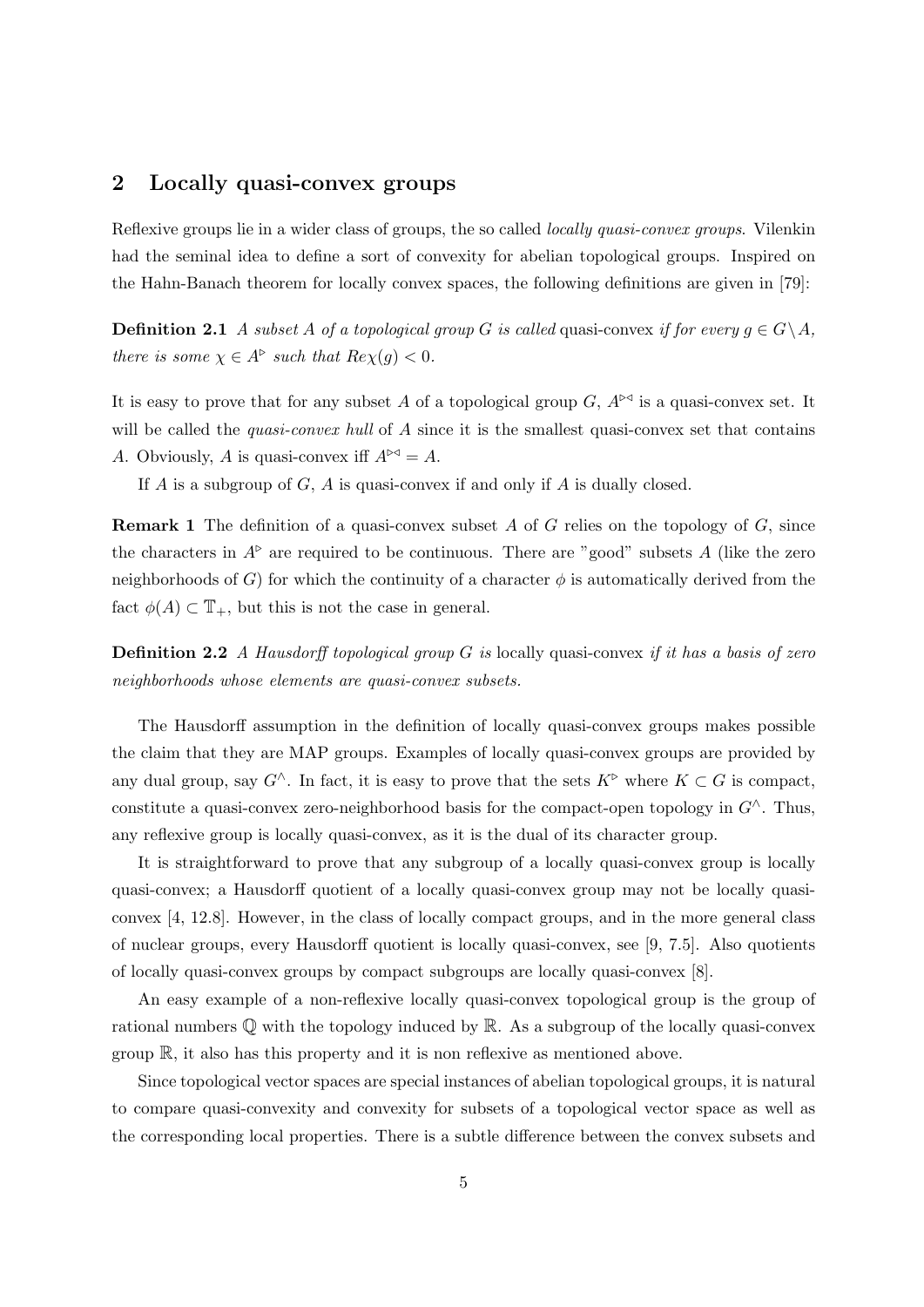## 2 Locally quasi-convex groups

Reflexive groups lie in a wider class of groups, the so called *locally quasi-convex groups*. Vilenkin had the seminal idea to define a sort of convexity for abelian topological groups. Inspired on the Hahn-Banach theorem for locally convex spaces, the following definitions are given in [79]:

**Definition 2.1** *A subset $A$ of a topological group $G$ is called* quasi-convex *if for every $g \in G \setminus A$, there is some $\chi \in A^{\triangleright}$ such that $Re\chi(g) < 0$.*

It is easy to prove that for any subset $A$ of a topological group $G$, $A^{\triangleright\triangleleft}$ is a quasi-convex set. It will be called the *quasi-convex hull* of $A$ since it is the smallest quasi-convex set that contains $A$. Obviously, $A$ is quasi-convex iff $A^{\triangleright\triangleleft} = A$.

If $A$ is a subgroup of $G$, $A$ is quasi-convex if and only if $A$ is dually closed.

**Remark 1** The definition of a quasi-convex subset $A$ of $G$ relies on the topology of $G$, since the characters in $A^{\triangleright}$ are required to be continuous. There are "good" subsets $A$ (like the zero neighborhoods of $G$) for which the continuity of a character $\phi$ is automatically derived from the fact $\phi(A) \subset \mathbb{T}_+$, but this is not the case in general.

**Definition 2.2** *A Hausdorff topological group $G$ is* locally quasi-convex *if it has a basis of zero neighborhoods whose elements are quasi-convex subsets.*

The Hausdorff assumption in the definition of locally quasi-convex groups makes possible the claim that they are MAP groups. Examples of locally quasi-convex groups are provided by any dual group, say $G^{\wedge}$. In fact, it is easy to prove that the sets $K^{\triangleright}$ where $K \subset G$ is compact, constitute a quasi-convex zero-neighborhood basis for the compact-open topology in $G^{\wedge}$. Thus, any reflexive group is locally quasi-convex, as it is the dual of its character group.

It is straightforward to prove that any subgroup of a locally quasi-convex group is locally quasi-convex; a Hausdorff quotient of a locally quasi-convex group may not be locally quasi-convex [4, 12.8]. However, in the class of locally compact groups, and in the more general class of nuclear groups, every Hausdorff quotient is locally quasi-convex, see [9, 7.5]. Also quotients of locally quasi-convex groups by compact subgroups are locally quasi-convex [8].

An easy example of a non-reflexive locally quasi-convex topological group is the group of rational numbers $\mathbb{Q}$ with the topology induced by $\mathbb{R}$. As a subgroup of the locally quasi-convex group $\mathbb{R}$, it also has this property and it is non reflexive as mentioned above.

Since topological vector spaces are special instances of abelian topological groups, it is natural to compare quasi-convexity and convexity for subsets of a topological vector space as well as the corresponding local properties. There is a subtle difference between the convex subsets and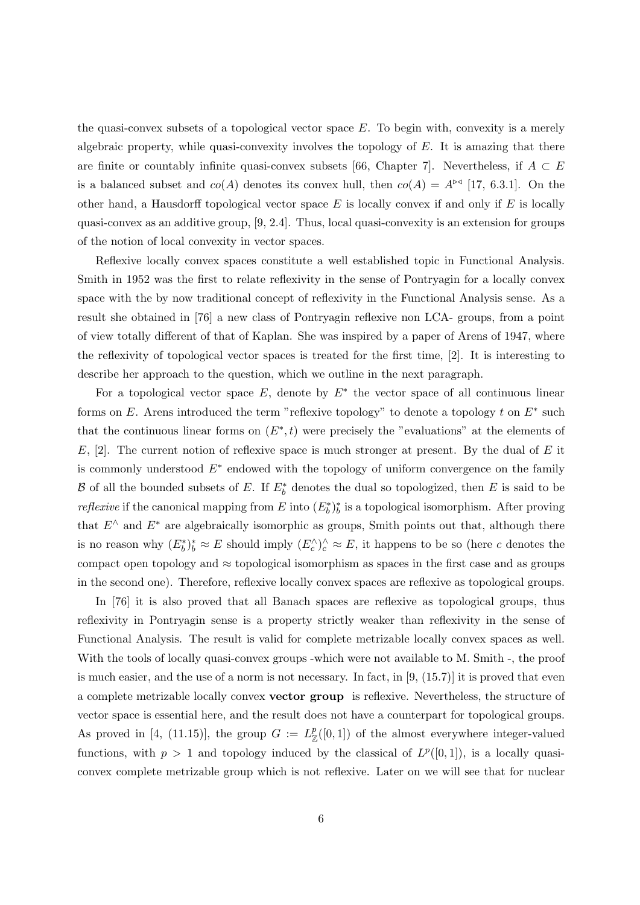the quasi-convex subsets of a topological vector space $E$. To begin with, convexity is a merely algebraic property, while quasi-convexity involves the topology of $E$. It is amazing that there are finite or countably infinite quasi-convex subsets [66, Chapter 7]. Nevertheless, if $A \subset E$ is a balanced subset and $co(A)$ denotes its convex hull, then $co(A) = A^{\triangleright\triangleleft}$ [17, 6.3.1]. On the other hand, a Hausdorff topological vector space $E$ is locally convex if and only if $E$ is locally quasi-convex as an additive group, [9, 2.4]. Thus, local quasi-convexity is an extension for groups of the notion of local convexity in vector spaces.

Reflexive locally convex spaces constitute a well established topic in Functional Analysis. Smith in 1952 was the first to relate reflexivity in the sense of Pontryagin for a locally convex space with the by now traditional concept of reflexivity in the Functional Analysis sense. As a result she obtained in [76] a new class of Pontryagin reflexive non LCA- groups, from a point of view totally different of that of Kaplan. She was inspired by a paper of Arens of 1947, where the reflexivity of topological vector spaces is treated for the first time, [2]. It is interesting to describe her approach to the question, which we outline in the next paragraph.

For a topological vector space $E$, denote by $E^*$ the vector space of all continuous linear forms on $E$. Arens introduced the term "reflexive topology" to denote a topology $t$ on $E^*$ such that the continuous linear forms on $(E^*, t)$ were precisely the "evaluations" at the elements of $E$, [2]. The current notion of reflexive space is much stronger at present. By the dual of $E$ it is commonly understood $E^*$ endowed with the topology of uniform convergence on the family $\mathcal{B}$ of all the bounded subsets of $E$. If $E^*_b$ denotes the dual so topologized, then $E$ is said to be *reflexive* if the canonical mapping from $E$ into $(E^*_b)^*_b$ is a topological isomorphism. After proving that $E^\wedge$ and $E^*$ are algebraically isomorphic as groups, Smith points out that, although there is no reason why $(E^*_b)^*_b \approx E$ should imply $(E^\wedge_c)^\wedge_c \approx E$, it happens to be so (here $c$ denotes the compact open topology and $\approx$ topological isomorphism as spaces in the first case and as groups in the second one). Therefore, reflexive locally convex spaces are reflexive as topological groups.

In [76] it is also proved that all Banach spaces are reflexive as topological groups, thus reflexivity in Pontryagin sense is a property strictly weaker than reflexivity in the sense of Functional Analysis. The result is valid for complete metrizable locally convex spaces as well. With the tools of locally quasi-convex groups -which were not available to M. Smith -, the proof is much easier, and the use of a norm is not necessary. In fact, in [9, (15.7)] it is proved that even a complete metrizable locally convex **vector group** is reflexive. Nevertheless, the structure of vector space is essential here, and the result does not have a counterpart for topological groups. As proved in [4, (11.15)], the group $G := L^p_{\mathbb{Z}}([0,1])$ of the almost everywhere integer-valued functions, with $p > 1$ and topology induced by the classical of $L^p([0,1])$, is a locally quasi-convex complete metrizable group which is not reflexive. Later on we will see that for nuclear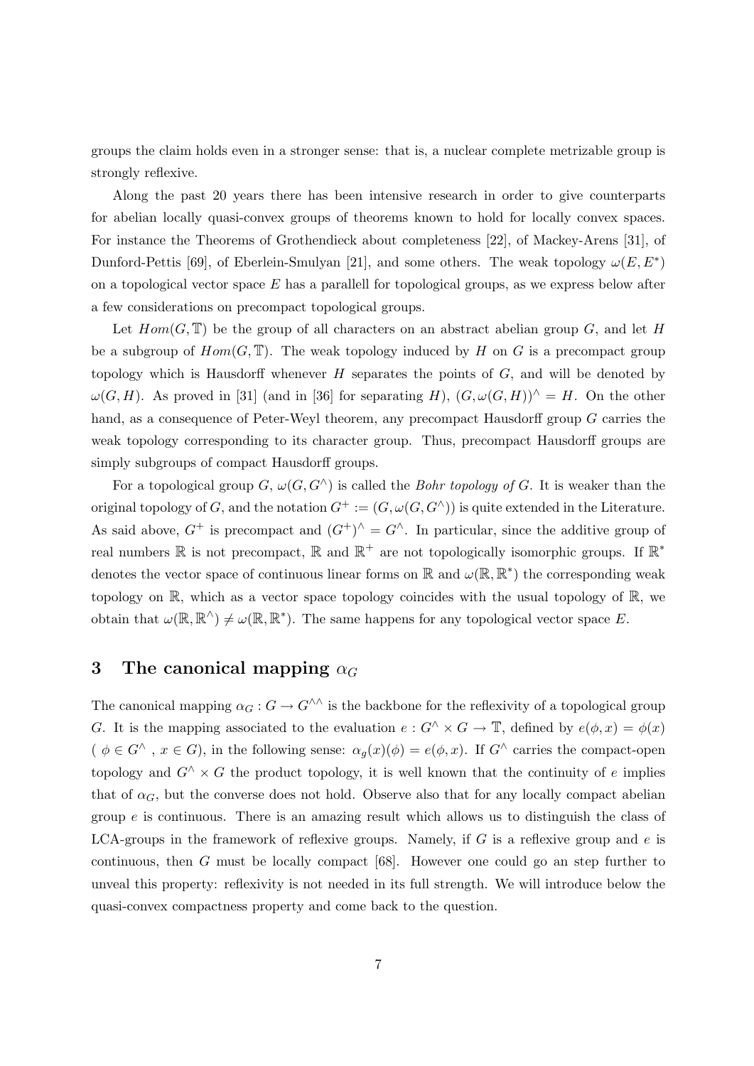groups the claim holds even in a stronger sense: that is, a nuclear complete metrizable group is strongly reflexive.

Along the past 20 years there has been intensive research in order to give counterparts for abelian locally quasi-convex groups of theorems known to hold for locally convex spaces. For instance the Theorems of Grothendieck about completeness [22], of Mackey-Arens [31], of Dunford-Pettis [69], of Eberlein-Smulyan [21], and some others. The weak topology $\omega(E, E^*)$ on a topological vector space $E$ has a parallell for topological groups, as we express below after a few considerations on precompact topological groups.

Let $Hom(G, \mathbb{T})$ be the group of all characters on an abstract abelian group $G$, and let $H$ be a subgroup of $Hom(G, \mathbb{T})$. The weak topology induced by $H$ on $G$ is a precompact group topology which is Hausdorff whenever $H$ separates the points of $G$, and will be denoted by $\omega(G, H)$. As proved in [31] (and in [36] for separating $H$), $(G, \omega(G, H))^\wedge = H$. On the other hand, as a consequence of Peter-Weyl theorem, any precompact Hausdorff group $G$ carries the weak topology corresponding to its character group. Thus, precompact Hausdorff groups are simply subgroups of compact Hausdorff groups.

For a topological group $G$, $\omega(G, G^\wedge)$ is called the *Bohr topology of* $G$. It is weaker than the original topology of $G$, and the notation $G^+ := (G, \omega(G, G^\wedge))$ is quite extended in the Literature. As said above, $G^+$ is precompact and $(G^+)^\wedge = G^\wedge$. In particular, since the additive group of real numbers $\mathbb{R}$ is not precompact, $\mathbb{R}$ and $\mathbb{R}^+$ are not topologically isomorphic groups. If $\mathbb{R}^*$ denotes the vector space of continuous linear forms on $\mathbb{R}$ and $\omega(\mathbb{R}, \mathbb{R}^*)$ the corresponding weak topology on $\mathbb{R}$, which as a vector space topology coincides with the usual topology of $\mathbb{R}$, we obtain that $\omega(\mathbb{R}, \mathbb{R}^\wedge) \neq \omega(\mathbb{R}, \mathbb{R}^*)$. The same happens for any topological vector space $E$.

## 3 The canonical mapping $\alpha_G$

The canonical mapping $\alpha_G : G \to G^{\wedge\wedge}$ is the backbone for the reflexivity of a topological group $G$. It is the mapping associated to the evaluation $e : G^\wedge \times G \to \mathbb{T}$, defined by $e(\phi, x) = \phi(x)$ ( $\phi \in G^\wedge$ , $x \in G$), in the following sense: $\alpha_g(x)(\phi) = e(\phi, x)$. If $G^\wedge$ carries the compact-open topology and $G^\wedge \times G$ the product topology, it is well known that the continuity of $e$ implies that of $\alpha_G$, but the converse does not hold. Observe also that for any locally compact abelian group $e$ is continuous. There is an amazing result which allows us to distinguish the class of LCA-groups in the framework of reflexive groups. Namely, if $G$ is a reflexive group and $e$ is continuous, then $G$ must be locally compact [68]. However one could go an step further to unveal this property: reflexivity is not needed in its full strength. We will introduce below the quasi-convex compactness property and come back to the question.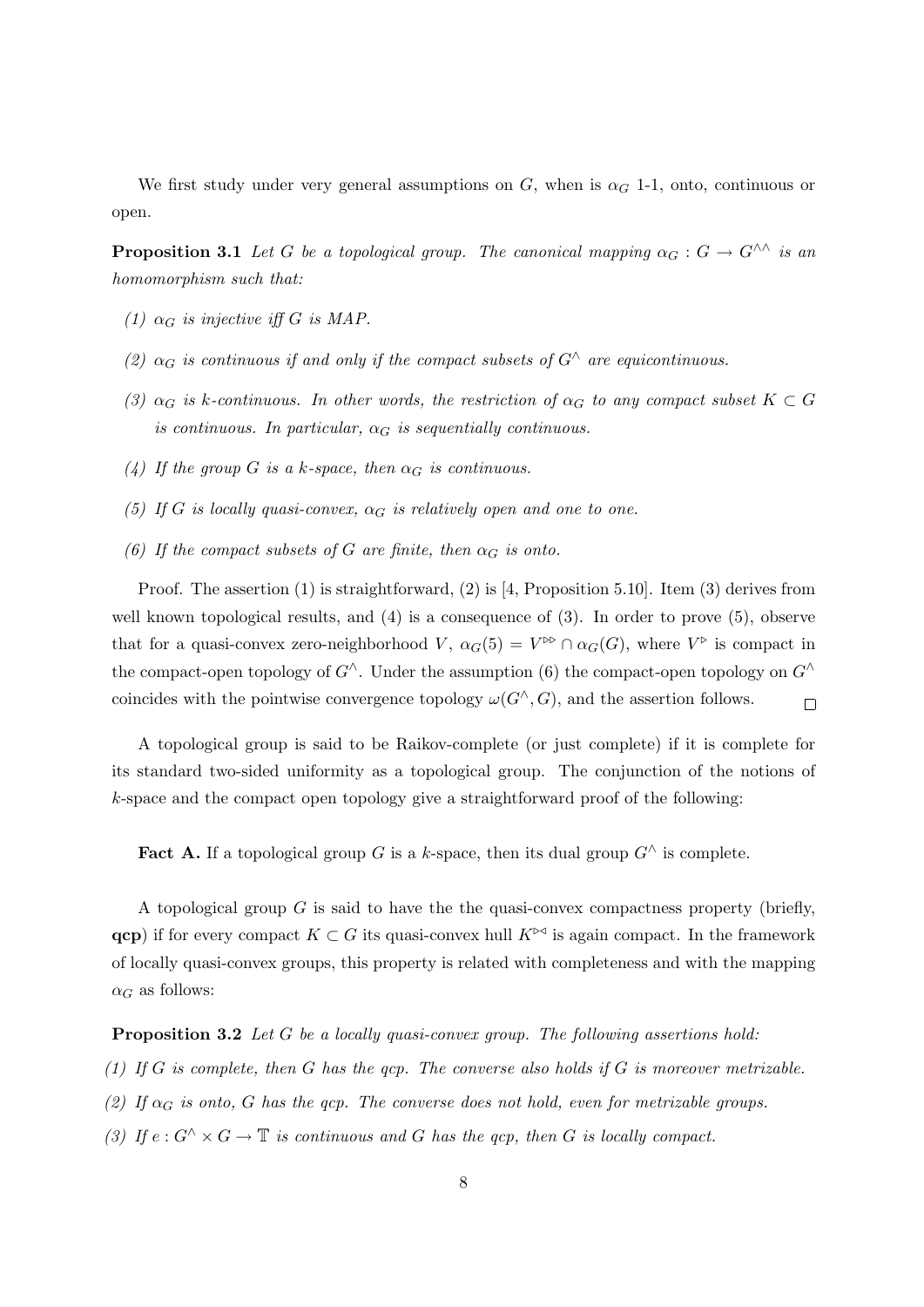We first study under very general assumptions on $G$, when is $\alpha_G$ 1-1, onto, continuous or open.

**Proposition 3.1** *Let $G$ be a topological group. The canonical mapping $\alpha_G : G \to G^{\wedge\wedge}$ is an homomorphism such that:*

*(1) $\alpha_G$ is injective iff $G$ is MAP.*

*(2) $\alpha_G$ is continuous if and only if the compact subsets of $G^\wedge$ are equicontinuous.*

*(3) $\alpha_G$ is k-continuous. In other words, the restriction of $\alpha_G$ to any compact subset $K \subset G$ is continuous. In particular, $\alpha_G$ is sequentially continuous.*

*(4) If the group $G$ is a k-space, then $\alpha_G$ is continuous.*

*(5) If $G$ is locally quasi-convex, $\alpha_G$ is relatively open and one to one.*

*(6) If the compact subsets of $G$ are finite, then $\alpha_G$ is onto.*

Proof. The assertion (1) is straightforward, (2) is [4, Proposition 5.10]. Item (3) derives from well known topological results, and (4) is a consequence of (3). In order to prove (5), observe that for a quasi-convex zero-neighborhood $V$, $\alpha_G(5) = V^{\triangleright\triangleright} \cap \alpha_G(G)$, where $V^{\triangleright}$ is compact in the compact-open topology of $G^\wedge$. Under the assumption (6) the compact-open topology on $G^\wedge$ coincides with the pointwise convergence topology $\omega(G^\wedge, G)$, and the assertion follows. $\square$

A topological group is said to be Raikov-complete (or just complete) if it is complete for its standard two-sided uniformity as a topological group. The conjunction of the notions of $k$-space and the compact open topology give a straightforward proof of the following:

**Fact A.** If a topological group $G$ is a $k$-space, then its dual group $G^\wedge$ is complete.

A topological group $G$ is said to have the the quasi-convex compactness property (briefly, **qcp**) if for every compact $K \subset G$ its quasi-convex hull $K^{\triangleright\triangleleft}$ is again compact. In the framework of locally quasi-convex groups, this property is related with completeness and with the mapping $\alpha_G$ as follows:

**Proposition 3.2** *Let $G$ be a locally quasi-convex group. The following assertions hold:*

*(1) If $G$ is complete, then $G$ has the qcp. The converse also holds if $G$ is moreover metrizable.*

*(2) If $\alpha_G$ is onto, $G$ has the qcp. The converse does not hold, even for metrizable groups.*

*(3) If $e : G^\wedge \times G \to \mathbb{T}$ is continuous and $G$ has the qcp, then $G$ is locally compact.*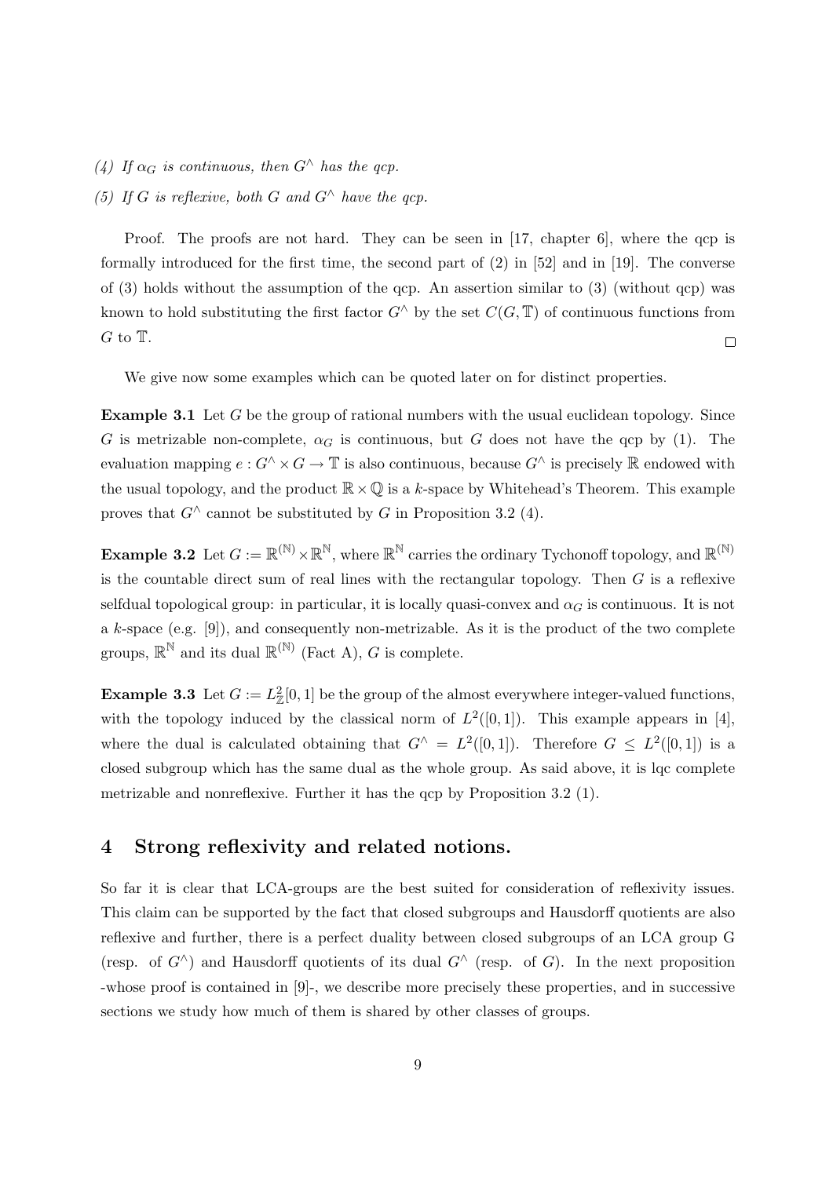*(4) If $\alpha_G$ is continuous, then $G^\wedge$ has the qcp.*

*(5) If $G$ is reflexive, both $G$ and $G^\wedge$ have the qcp.*

Proof. The proofs are not hard. They can be seen in [17, chapter 6], where the qcp is formally introduced for the first time, the second part of (2) in [52] and in [19]. The converse of (3) holds without the assumption of the qcp. An assertion similar to (3) (without qcp) was known to hold substituting the first factor $G^\wedge$ by the set $C(G, \mathbb{T})$ of continuous functions from $G$ to $\mathbb{T}$. □

We give now some examples which can be quoted later on for distinct properties.

**Example 3.1** Let $G$ be the group of rational numbers with the usual euclidean topology. Since $G$ is metrizable non-complete, $\alpha_G$ is continuous, but $G$ does not have the qcp by (1). The evaluation mapping $e : G^\wedge \times G \to \mathbb{T}$ is also continuous, because $G^\wedge$ is precisely $\mathbb{R}$ endowed with the usual topology, and the product $\mathbb{R} \times \mathbb{Q}$ is a $k$-space by Whitehead's Theorem. This example proves that $G^\wedge$ cannot be substituted by $G$ in Proposition 3.2 (4).

**Example 3.2** Let $G := \mathbb{R}^{(\mathbb{N})} \times \mathbb{R}^{\mathbb{N}}$, where $\mathbb{R}^{\mathbb{N}}$ carries the ordinary Tychonoff topology, and $\mathbb{R}^{(\mathbb{N})}$ is the countable direct sum of real lines with the rectangular topology. Then $G$ is a reflexive selfdual topological group: in particular, it is locally quasi-convex and $\alpha_G$ is continuous. It is not a $k$-space (e.g. [9]), and consequently non-metrizable. As it is the product of the two complete groups, $\mathbb{R}^{\mathbb{N}}$ and its dual $\mathbb{R}^{(\mathbb{N})}$ (Fact A), $G$ is complete.

**Example 3.3** Let $G := L^2_{\mathbb{Z}}[0,1]$ be the group of the almost everywhere integer-valued functions, with the topology induced by the classical norm of $L^2([0,1])$. This example appears in [4], where the dual is calculated obtaining that $G^\wedge = L^2([0,1])$. Therefore $G \leq L^2([0,1])$ is a closed subgroup which has the same dual as the whole group. As said above, it is lqc complete metrizable and nonreflexive. Further it has the qcp by Proposition 3.2 (1).

## 4 Strong reflexivity and related notions.

So far it is clear that LCA-groups are the best suited for consideration of reflexivity issues. This claim can be supported by the fact that closed subgroups and Hausdorff quotients are also reflexive and further, there is a perfect duality between closed subgroups of an LCA group G (resp. of $G^\wedge$) and Hausdorff quotients of its dual $G^\wedge$ (resp. of $G$). In the next proposition -whose proof is contained in [9]-, we describe more precisely these properties, and in successive sections we study how much of them is shared by other classes of groups.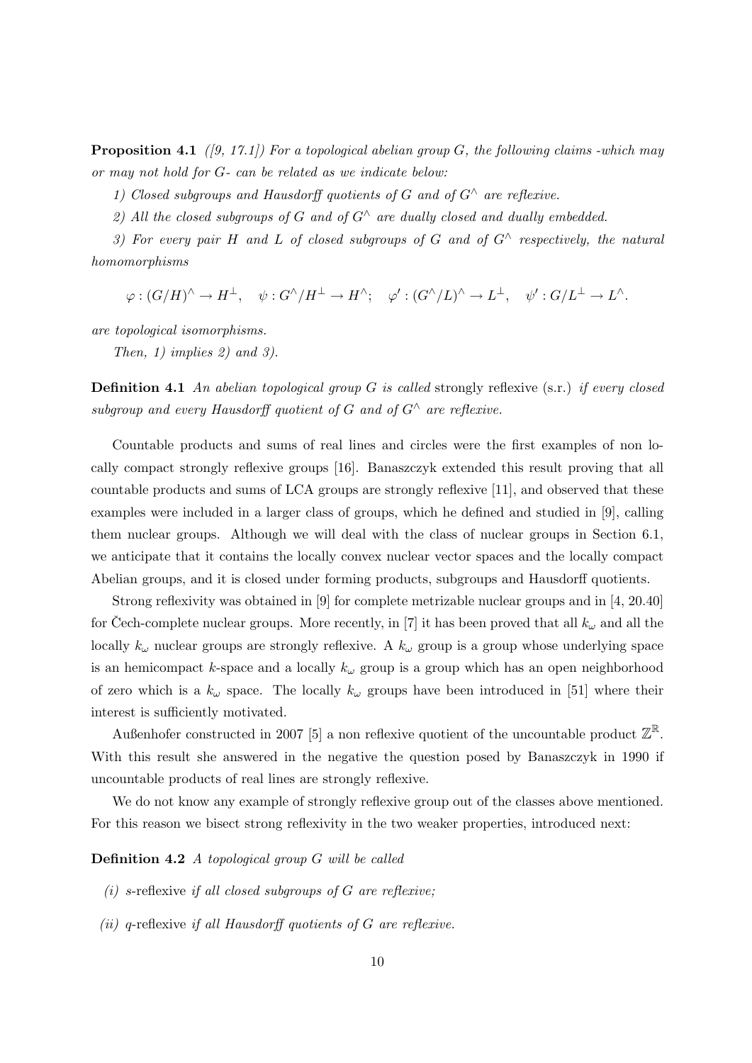**Proposition 4.1** *([9, 17.1]) For a topological abelian group $G$, the following claims -which may or may not hold for $G$- can be related as we indicate below:*

*1) Closed subgroups and Hausdorff quotients of $G$ and of $G^\wedge$ are reflexive.*

*2) All the closed subgroups of $G$ and of $G^\wedge$ are dually closed and dually embedded.*

*3) For every pair $H$ and $L$ of closed subgroups of $G$ and of $G^\wedge$ respectively, the natural homomorphisms*

$$\varphi : (G/H)^\wedge \to H^\perp, \quad \psi : G^\wedge/H^\perp \to H^\wedge; \quad \varphi' : (G^\wedge/L)^\wedge \to L^\perp, \quad \psi' : G/L^\perp \to L^\wedge.$$

*are topological isomorphisms.*

*Then, 1) implies 2) and 3).*

**Definition 4.1** *An abelian topological group $G$ is called* strongly reflexive (s.r.) *if every closed subgroup and every Hausdorff quotient of $G$ and of $G^\wedge$ are reflexive.*

Countable products and sums of real lines and circles were the first examples of non locally compact strongly reflexive groups [16]. Banaszczyk extended this result proving that all countable products and sums of LCA groups are strongly reflexive [11], and observed that these examples were included in a larger class of groups, which he defined and studied in [9], calling them nuclear groups. Although we will deal with the class of nuclear groups in Section 6.1, we anticipate that it contains the locally convex nuclear vector spaces and the locally compact Abelian groups, and it is closed under forming products, subgroups and Hausdorff quotients.

Strong reflexivity was obtained in [9] for complete metrizable nuclear groups and in [4, 20.40] for Čech-complete nuclear groups. More recently, in [7] it has been proved that all $k_\omega$ and all the locally $k_\omega$ nuclear groups are strongly reflexive. A $k_\omega$ group is a group whose underlying space is an hemicompact $k$-space and a locally $k_\omega$ group is a group which has an open neighborhood of zero which is a $k_\omega$ space. The locally $k_\omega$ groups have been introduced in [51] where their interest is sufficiently motivated.

Außenhofer constructed in 2007 [5] a non reflexive quotient of the uncountable product $\mathbb{Z}^\mathbb{R}$. With this result she answered in the negative the question posed by Banaszczyk in 1990 if uncountable products of real lines are strongly reflexive.

We do not know any example of strongly reflexive group out of the classes above mentioned. For this reason we bisect strong reflexivity in the two weaker properties, introduced next:

**Definition 4.2** *A topological group $G$ will be called*

*(i)* s-reflexive *if all closed subgroups of $G$ are reflexive;*

*(ii)* q-reflexive *if all Hausdorff quotients of $G$ are reflexive.*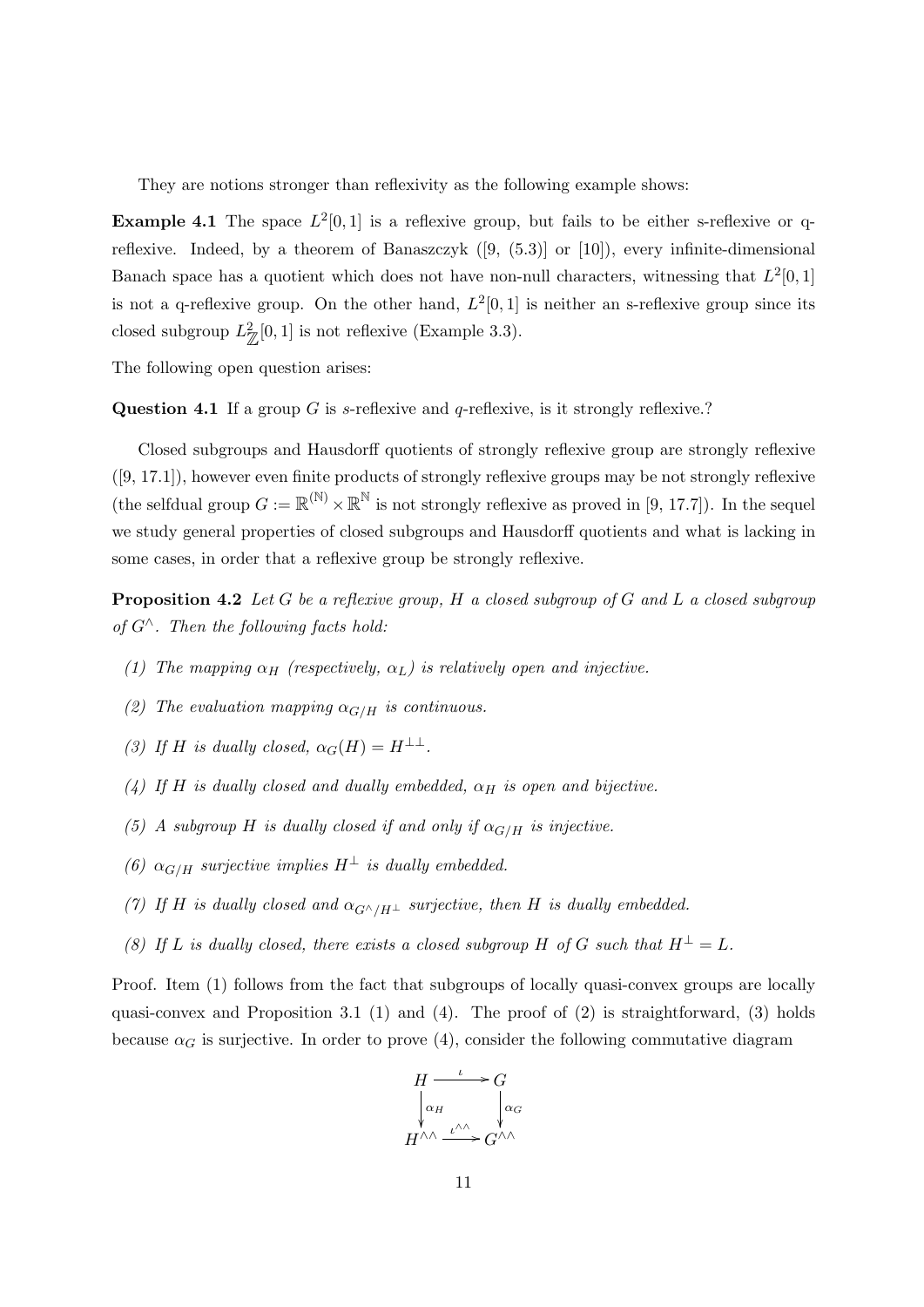They are notions stronger than reflexivity as the following example shows:

**Example 4.1** The space $L^2[0,1]$ is a reflexive group, but fails to be either s-reflexive or q-reflexive. Indeed, by a theorem of Banaszczyk ([9, (5.3)] or [10]), every infinite-dimensional Banach space has a quotient which does not have non-null characters, witnessing that $L^2[0,1]$ is not a q-reflexive group. On the other hand, $L^2[0,1]$ is neither an s-reflexive group since its closed subgroup $L^2_{\mathbb{Z}}[0,1]$ is not reflexive (Example 3.3).

The following open question arises:

**Question 4.1** If a group $G$ is *s*-reflexive and *q*-reflexive, is it strongly reflexive.?

Closed subgroups and Hausdorff quotients of strongly reflexive group are strongly reflexive ([9, 17.1]), however even finite products of strongly reflexive groups may be not strongly reflexive (the selfdual group $G := \mathbb{R}^{(\mathbb{N})} \times \mathbb{R}^{\mathbb{N}}$ is not strongly reflexive as proved in [9, 17.7]). In the sequel we study general properties of closed subgroups and Hausdorff quotients and what is lacking in some cases, in order that a reflexive group be strongly reflexive.

**Proposition 4.2** *Let $G$ be a reflexive group, $H$ a closed subgroup of $G$ and $L$ a closed subgroup of $G^\wedge$. Then the following facts hold:*

1. *The mapping $\alpha_H$ (respectively, $\alpha_L$) is relatively open and injective.*
2. *The evaluation mapping $\alpha_{G/H}$ is continuous.*
3. *If $H$ is dually closed, $\alpha_G(H) = H^{\perp\perp}$.*
4. *If $H$ is dually closed and dually embedded, $\alpha_H$ is open and bijective.*
5. *A subgroup $H$ is dually closed if and only if $\alpha_{G/H}$ is injective.*
6. *$\alpha_{G/H}$ surjective implies $H^\perp$ is dually embedded.*
7. *If $H$ is dually closed and $\alpha_{G^\wedge/H^\perp}$ surjective, then $H$ is dually embedded.*
8. *If $L$ is dually closed, there exists a closed subgroup $H$ of $G$ such that $H^\perp = L$.*

Proof. Item (1) follows from the fact that subgroups of locally quasi-convex groups are locally quasi-convex and Proposition 3.1 (1) and (4). The proof of (2) is straightforward, (3) holds because $\alpha_G$ is surjective. In order to prove (4), consider the following commutative diagram

$$\begin{array}{ccc} H & \xrightarrow{\iota} & G \\ \downarrow{\scriptstyle \alpha_H} & & \downarrow{\scriptstyle \alpha_G} \\ H^{\wedge\wedge} & \xrightarrow{\iota^{\wedge\wedge}} & G^{\wedge\wedge} \end{array}$$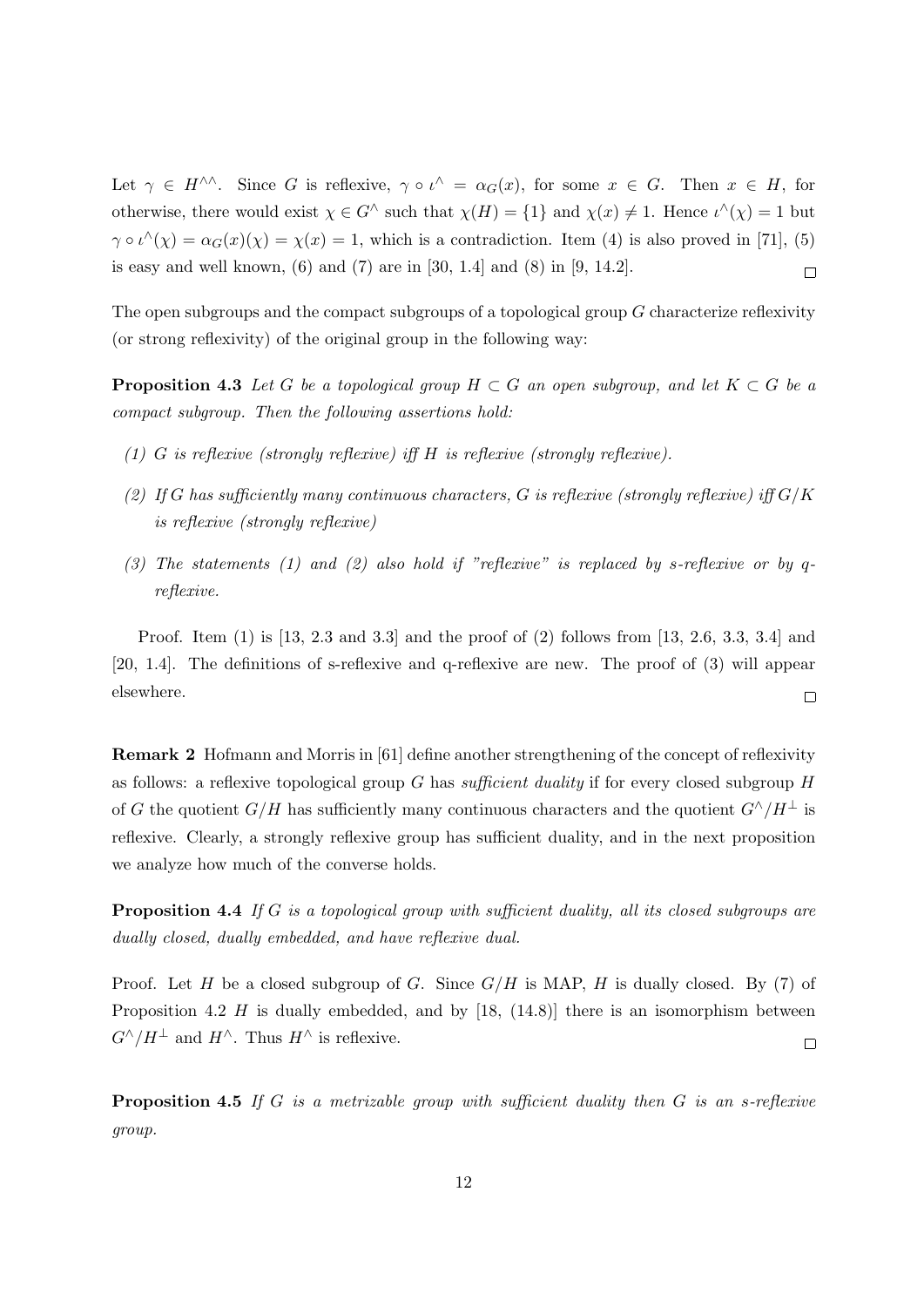Let $\gamma \in H^{\wedge\wedge}$. Since $G$ is reflexive, $\gamma \circ \iota^{\wedge} = \alpha_G(x)$, for some $x \in G$. Then $x \in H$, for otherwise, there would exist $\chi \in G^{\wedge}$ such that $\chi(H) = \{1\}$ and $\chi(x) \neq 1$. Hence $\iota^{\wedge}(\chi) = 1$ but $\gamma \circ \iota^{\wedge}(\chi) = \alpha_G(x)(\chi) = \chi(x) = 1$, which is a contradiction. Item (4) is also proved in [71], (5) is easy and well known, (6) and (7) are in [30, 1.4] and (8) in [9, 14.2]. □

The open subgroups and the compact subgroups of a topological group $G$ characterize reflexivity (or strong reflexivity) of the original group in the following way:

**Proposition 4.3** *Let $G$ be a topological group $H \subset G$ an open subgroup, and let $K \subset G$ be a compact subgroup. Then the following assertions hold:*

*(1) $G$ is reflexive (strongly reflexive) iff $H$ is reflexive (strongly reflexive).*

*(2) If $G$ has sufficiently many continuous characters, $G$ is reflexive (strongly reflexive) iff $G/K$ is reflexive (strongly reflexive)*

*(3) The statements (1) and (2) also hold if "reflexive" is replaced by s-reflexive or by q-reflexive.*

Proof. Item (1) is [13, 2.3 and 3.3] and the proof of (2) follows from [13, 2.6, 3.3, 3.4] and [20, 1.4]. The definitions of s-reflexive and q-reflexive are new. The proof of (3) will appear elsewhere. □

**Remark 2** Hofmann and Morris in [61] define another strengthening of the concept of reflexivity as follows: a reflexive topological group $G$ has *sufficient duality* if for every closed subgroup $H$ of $G$ the quotient $G/H$ has sufficiently many continuous characters and the quotient $G^{\wedge}/H^{\perp}$ is reflexive. Clearly, a strongly reflexive group has sufficient duality, and in the next proposition we analyze how much of the converse holds.

**Proposition 4.4** *If $G$ is a topological group with sufficient duality, all its closed subgroups are dually closed, dually embedded, and have reflexive dual.*

Proof. Let $H$ be a closed subgroup of $G$. Since $G/H$ is MAP, $H$ is dually closed. By (7) of Proposition 4.2 $H$ is dually embedded, and by [18, (14.8)] there is an isomorphism between $G^{\wedge}/H^{\perp}$ and $H^{\wedge}$. Thus $H^{\wedge}$ is reflexive. □

**Proposition 4.5** *If $G$ is a metrizable group with sufficient duality then $G$ is an s-reflexive group.*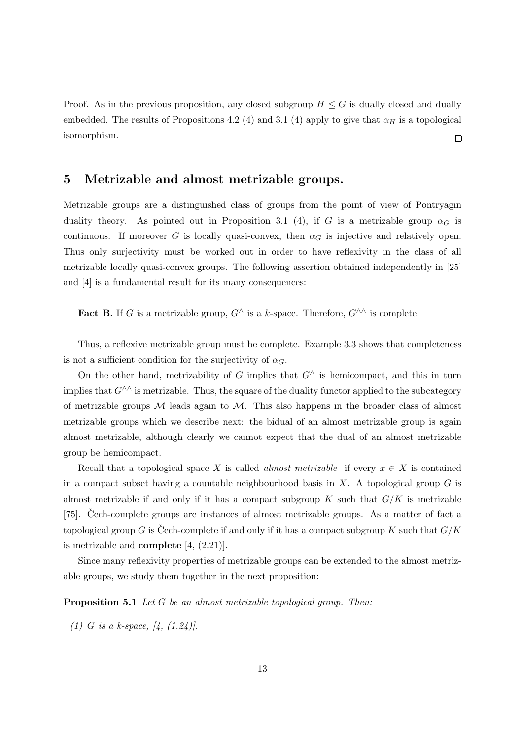Proof. As in the previous proposition, any closed subgroup $H \leq G$ is dually closed and dually embedded. The results of Propositions 4.2 (4) and 3.1 (4) apply to give that $\alpha_H$ is a topological isomorphism. □

## 5 Metrizable and almost metrizable groups.

Metrizable groups are a distinguished class of groups from the point of view of Pontryagin duality theory. As pointed out in Proposition 3.1 (4), if $G$ is a metrizable group $\alpha_G$ is continuous. If moreover $G$ is locally quasi-convex, then $\alpha_G$ is injective and relatively open. Thus only surjectivity must be worked out in order to have reflexivity in the class of all metrizable locally quasi-convex groups. The following assertion obtained independently in [25] and [4] is a fundamental result for its many consequences:

**Fact B.** If $G$ is a metrizable group, $G^\wedge$ is a $k$-space. Therefore, $G^{\wedge\wedge}$ is complete.

Thus, a reflexive metrizable group must be complete. Example 3.3 shows that completeness is not a sufficient condition for the surjectivity of $\alpha_G$.

On the other hand, metrizability of $G$ implies that $G^\wedge$ is hemicompact, and this in turn implies that $G^{\wedge\wedge}$ is metrizable. Thus, the square of the duality functor applied to the subcategory of metrizable groups $\mathcal{M}$ leads again to $\mathcal{M}$. This also happens in the broader class of almost metrizable groups which we describe next: the bidual of an almost metrizable group is again almost metrizable, although clearly we cannot expect that the dual of an almost metrizable group be hemicompact.

Recall that a topological space $X$ is called *almost metrizable* if every $x \in X$ is contained in a compact subset having a countable neighbourhood basis in $X$. A topological group $G$ is almost metrizable if and only if it has a compact subgroup $K$ such that $G/K$ is metrizable [75]. Čech-complete groups are instances of almost metrizable groups. As a matter of fact a topological group $G$ is Čech-complete if and only if it has a compact subgroup $K$ such that $G/K$ is metrizable and **complete** [4, (2.21)].

Since many reflexivity properties of metrizable groups can be extended to the almost metrizable groups, we study them together in the next proposition:

**Proposition 5.1** *Let $G$ be an almost metrizable topological group. Then:*

*(1) $G$ is a k-space, [4, (1.24)].*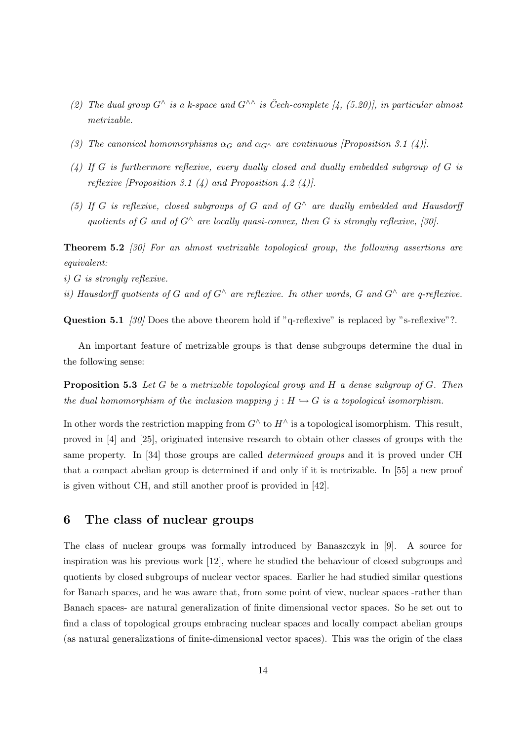(2) *The dual group $G^\wedge$ is a k-space and $G^{\wedge\wedge}$ is Čech-complete [4, (5.20)], in particular almost metrizable.*

(3) *The canonical homomorphisms $\alpha_G$ and $\alpha_{G^\wedge}$ are continuous [Proposition 3.1 (4)].*

(4) *If $G$ is furthermore reflexive, every dually closed and dually embedded subgroup of $G$ is reflexive [Proposition 3.1 (4) and Proposition 4.2 (4)].*

(5) *If $G$ is reflexive, closed subgroups of $G$ and of $G^\wedge$ are dually embedded and Hausdorff quotients of $G$ and of $G^\wedge$ are locally quasi-convex, then $G$ is strongly reflexive, [30].*

**Theorem 5.2** *[30] For an almost metrizable topological group, the following assertions are equivalent:*

*i) $G$ is strongly reflexive.*

*ii) Hausdorff quotients of $G$ and of $G^\wedge$ are reflexive. In other words, $G$ and $G^\wedge$ are q-reflexive.*

**Question 5.1** *[30]* Does the above theorem hold if "q-reflexive" is replaced by "s-reflexive"?.

An important feature of metrizable groups is that dense subgroups determine the dual in the following sense:

**Proposition 5.3** *Let $G$ be a metrizable topological group and $H$ a dense subgroup of $G$. Then the dual homomorphism of the inclusion mapping $j : H \hookrightarrow G$ is a topological isomorphism.*

In other words the restriction mapping from $G^\wedge$ to $H^\wedge$ is a topological isomorphism. This result, proved in [4] and [25], originated intensive research to obtain other classes of groups with the same property. In [34] those groups are called *determined groups* and it is proved under CH that a compact abelian group is determined if and only if it is metrizable. In [55] a new proof is given without CH, and still another proof is provided in [42].

## 6 The class of nuclear groups

The class of nuclear groups was formally introduced by Banaszczyk in [9]. A source for inspiration was his previous work [12], where he studied the behaviour of closed subgroups and quotients by closed subgroups of nuclear vector spaces. Earlier he had studied similar questions for Banach spaces, and he was aware that, from some point of view, nuclear spaces -rather than Banach spaces- are natural generalization of finite dimensional vector spaces. So he set out to find a class of topological groups embracing nuclear spaces and locally compact abelian groups (as natural generalizations of finite-dimensional vector spaces). This was the origin of the class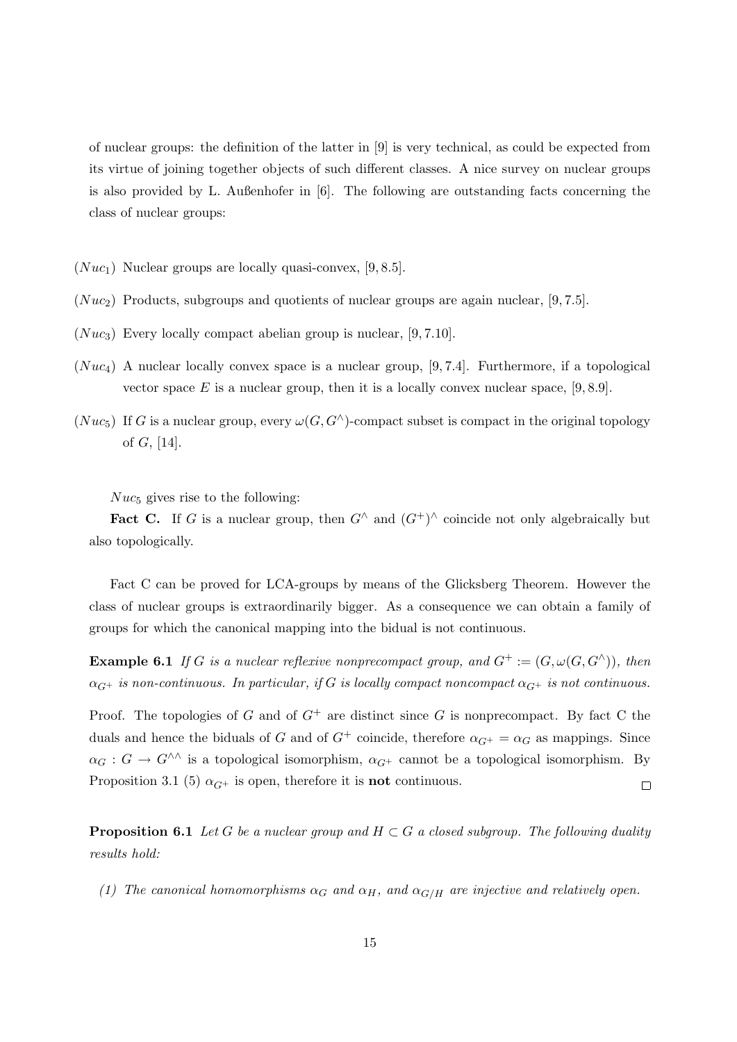of nuclear groups: the definition of the latter in [9] is very technical, as could be expected from its virtue of joining together objects of such different classes. A nice survey on nuclear groups is also provided by L. Außenhofer in [6]. The following are outstanding facts concerning the class of nuclear groups:

- ($Nuc_1$) Nuclear groups are locally quasi-convex, [9, 8.5].
- ($Nuc_2$) Products, subgroups and quotients of nuclear groups are again nuclear, [9, 7.5].
- ($Nuc_3$) Every locally compact abelian group is nuclear, [9, 7.10].
- ($Nuc_4$) A nuclear locally convex space is a nuclear group, [9, 7.4]. Furthermore, if a topological vector space $E$ is a nuclear group, then it is a locally convex nuclear space, [9, 8.9].
- ($Nuc_5$) If $G$ is a nuclear group, every $\omega(G, G^\wedge)$-compact subset is compact in the original topology of $G$, [14].

$Nuc_5$ gives rise to the following:

**Fact C.** If $G$ is a nuclear group, then $G^\wedge$ and $(G^+)^\wedge$ coincide not only algebraically but also topologically.

Fact C can be proved for LCA-groups by means of the Glicksberg Theorem. However the class of nuclear groups is extraordinarily bigger. As a consequence we can obtain a family of groups for which the canonical mapping into the bidual is not continuous.

**Example 6.1** *If $G$ is a nuclear reflexive nonprecompact group, and $G^+ := (G, \omega(G, G^\wedge))$, then $\alpha_{G^+}$ is non-continuous. In particular, if $G$ is locally compact noncompact $\alpha_{G^+}$ is not continuous.*

Proof. The topologies of $G$ and of $G^+$ are distinct since $G$ is nonprecompact. By fact C the duals and hence the biduals of $G$ and of $G^+$ coincide, therefore $\alpha_{G^+} = \alpha_G$ as mappings. Since $\alpha_G : G \to G^{\wedge\wedge}$ is a topological isomorphism, $\alpha_{G^+}$ cannot be a topological isomorphism. By Proposition 3.1 (5) $\alpha_{G^+}$ is open, therefore it is **not** continuous. $\square$

**Proposition 6.1** *Let $G$ be a nuclear group and $H \subset G$ a closed subgroup. The following duality results hold:*

*(1) The canonical homomorphisms $\alpha_G$ and $\alpha_H$, and $\alpha_{G/H}$ are injective and relatively open.*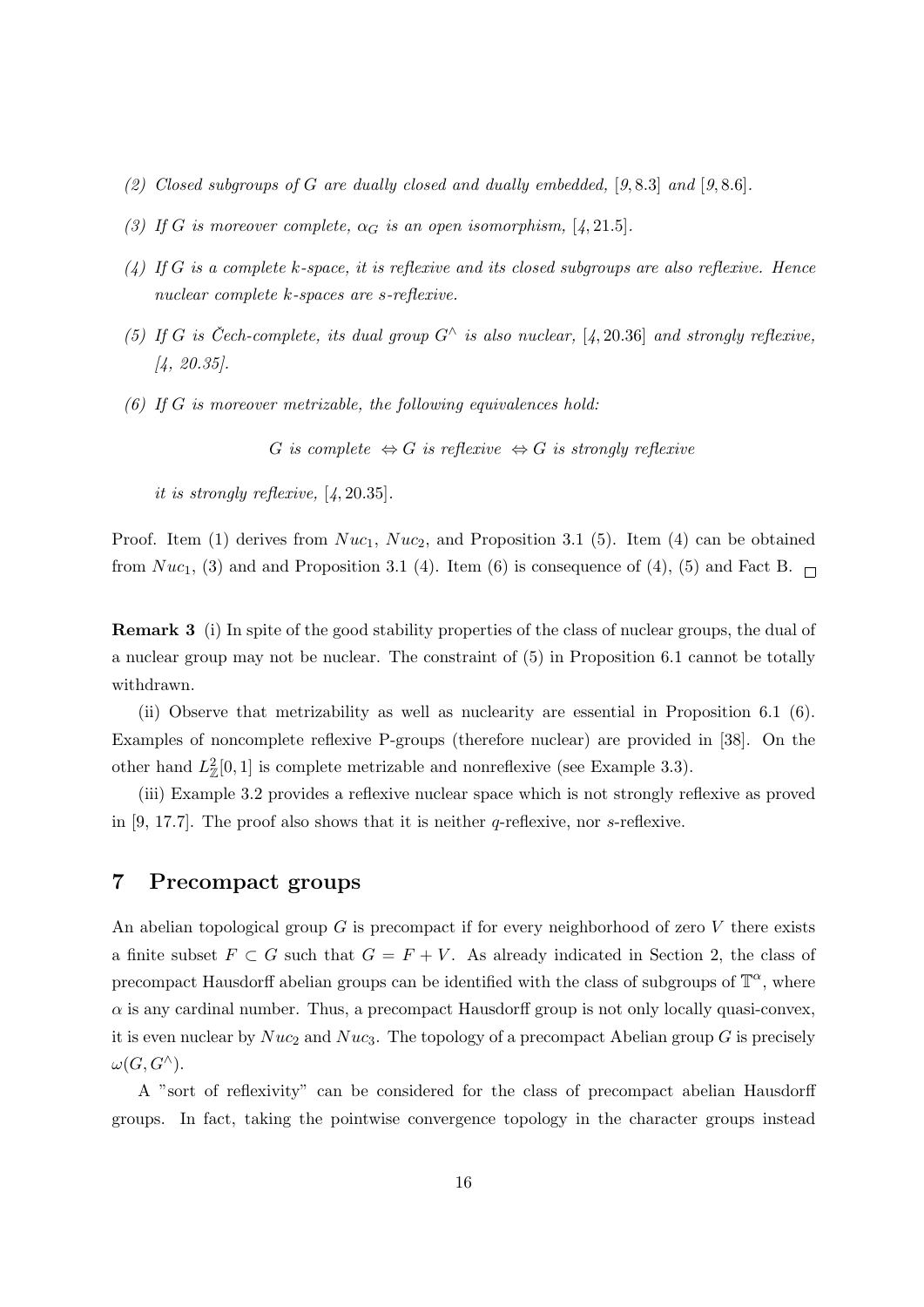*(2) Closed subgroups of $G$ are dually closed and dually embedded, [9, 8.3] and [9, 8.6].*

*(3) If $G$ is moreover complete, $\alpha_G$ is an open isomorphism, [4, 21.5].*

*(4) If $G$ is a complete $k$-space, it is reflexive and its closed subgroups are also reflexive. Hence nuclear complete $k$-spaces are $s$-reflexive.*

*(5) If $G$ is Čech-complete, its dual group $G^\wedge$ is also nuclear, [4, 20.36] and strongly reflexive, [4, 20.35].*

*(6) If $G$ is moreover metrizable, the following equivalences hold:*

$$G \text{ is complete } \Leftrightarrow G \text{ is reflexive } \Leftrightarrow G \text{ is strongly reflexive}$$

*it is strongly reflexive, [4, 20.35].*

Proof. Item (1) derives from $Nuc_1$, $Nuc_2$, and Proposition 3.1 (5). Item (4) can be obtained from $Nuc_1$, (3) and and Proposition 3.1 (4). Item (6) is consequence of (4), (5) and Fact B. □

**Remark 3** (i) In spite of the good stability properties of the class of nuclear groups, the dual of a nuclear group may not be nuclear. The constraint of (5) in Proposition 6.1 cannot be totally withdrawn.

(ii) Observe that metrizability as well as nuclearity are essential in Proposition 6.1 (6). Examples of noncomplete reflexive P-groups (therefore nuclear) are provided in [38]. On the other hand $L^2_{\mathbb{Z}}[0,1]$ is complete metrizable and nonreflexive (see Example 3.3).

(iii) Example 3.2 provides a reflexive nuclear space which is not strongly reflexive as proved in [9, 17.7]. The proof also shows that it is neither $q$-reflexive, nor $s$-reflexive.

## 7 Precompact groups

An abelian topological group $G$ is precompact if for every neighborhood of zero $V$ there exists a finite subset $F \subset G$ such that $G = F + V$. As already indicated in Section 2, the class of precompact Hausdorff abelian groups can be identified with the class of subgroups of $\mathbb{T}^\alpha$, where $\alpha$ is any cardinal number. Thus, a precompact Hausdorff group is not only locally quasi-convex, it is even nuclear by $Nuc_2$ and $Nuc_3$. The topology of a precompact Abelian group $G$ is precisely $\omega(G, G^\wedge)$.

A "sort of reflexivity" can be considered for the class of precompact abelian Hausdorff groups. In fact, taking the pointwise convergence topology in the character groups instead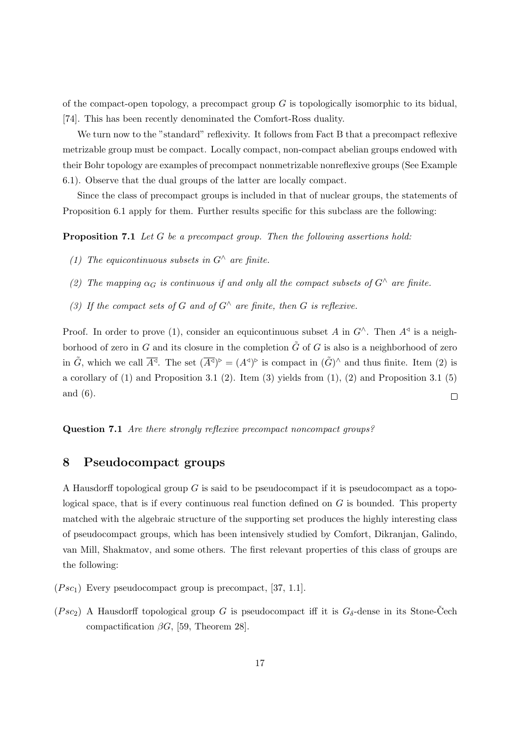of the compact-open topology, a precompact group $G$ is topologically isomorphic to its bidual, [74]. This has been recently denominated the Comfort-Ross duality.

We turn now to the "standard" reflexivity. It follows from Fact B that a precompact reflexive metrizable group must be compact. Locally compact, non-compact abelian groups endowed with their Bohr topology are examples of precompact nonmetrizable nonreflexive groups (See Example 6.1). Observe that the dual groups of the latter are locally compact.

Since the class of precompact groups is included in that of nuclear groups, the statements of Proposition 6.1 apply for them. Further results specific for this subclass are the following:

**Proposition 7.1** *Let $G$ be a precompact group. Then the following assertions hold:*

*(1) The equicontinuous subsets in $G^\wedge$ are finite.*

*(2) The mapping $\alpha_G$ is continuous if and only all the compact subsets of $G^\wedge$ are finite.*

*(3) If the compact sets of $G$ and of $G^\wedge$ are finite, then $G$ is reflexive.*

Proof. In order to prove (1), consider an equicontinuous subset $A$ in $G^\wedge$. Then $A^\triangleleft$ is a neighborhood of zero in $G$ and its closure in the completion $\tilde{G}$ of $G$ is also is a neighborhood of zero in $\tilde{G}$, which we call $\overline{A^\triangleleft}$. The set $(\overline{A^\triangleleft})^\triangleright = (A^\triangleleft)^\triangleright$ is compact in $(\tilde{G})^\wedge$ and thus finite. Item (2) is a corollary of (1) and Proposition 3.1 (2). Item (3) yields from (1), (2) and Proposition 3.1 (5) and (6). $\square$

**Question 7.1** *Are there strongly reflexive precompact noncompact groups?*

## 8 Pseudocompact groups

A Hausdorff topological group $G$ is said to be pseudocompact if it is pseudocompact as a topological space, that is if every continuous real function defined on $G$ is bounded. This property matched with the algebraic structure of the supporting set produces the highly interesting class of pseudocompact groups, which has been intensively studied by Comfort, Dikranjan, Galindo, van Mill, Shakmatov, and some others. The first relevant properties of this class of groups are the following:

($Psc_1$) Every pseudocompact group is precompact, [37, 1.1].

($Psc_2$) A Hausdorff topological group $G$ is pseudocompact iff it is $G_\delta$-dense in its Stone-Čech compactification $\beta G$, [59, Theorem 28].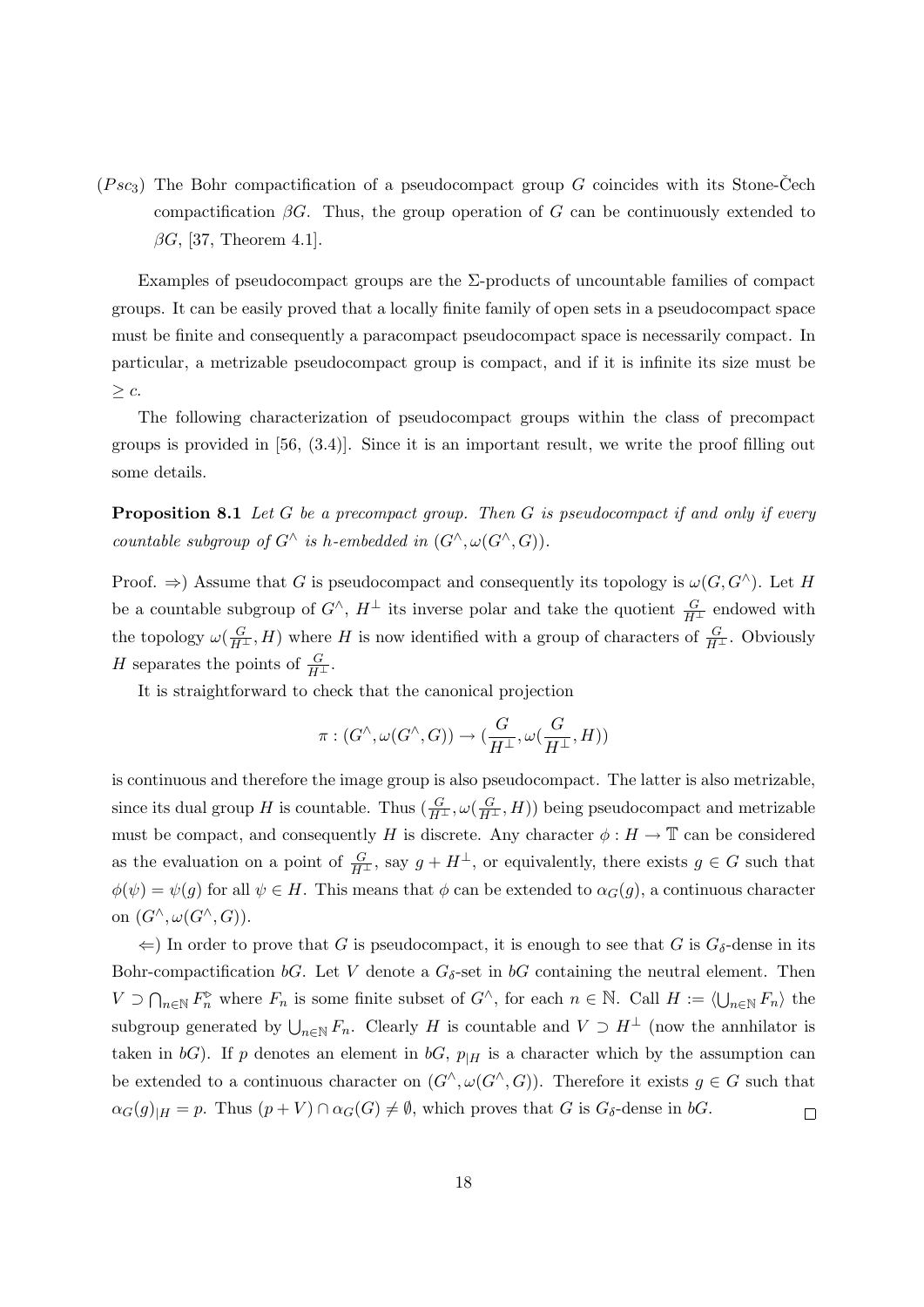($Psc_3$) The Bohr compactification of a pseudocompact group $G$ coincides with its Stone-Čech compactification $\beta G$. Thus, the group operation of $G$ can be continuously extended to $\beta G$, [37, Theorem 4.1].

Examples of pseudocompact groups are the $\Sigma$-products of uncountable families of compact groups. It can be easily proved that a locally finite family of open sets in a pseudocompact space must be finite and consequently a paracompact pseudocompact space is necessarily compact. In particular, a metrizable pseudocompact group is compact, and if it is infinite its size must be $\geq c$.

The following characterization of pseudocompact groups within the class of precompact groups is provided in [56, (3.4)]. Since it is an important result, we write the proof filling out some details.

**Proposition 8.1** *Let $G$ be a precompact group. Then $G$ is pseudocompact if and only if every countable subgroup of $G^\wedge$ is h-embedded in $(G^\wedge, \omega(G^\wedge, G))$.*

Proof. $\Rightarrow$) Assume that $G$ is pseudocompact and consequently its topology is $\omega(G, G^\wedge)$. Let $H$ be a countable subgroup of $G^\wedge$, $H^\perp$ its inverse polar and take the quotient $\frac{G}{H^\perp}$ endowed with the topology $\omega(\frac{G}{H^\perp}, H)$ where $H$ is now identified with a group of characters of $\frac{G}{H^\perp}$. Obviously $H$ separates the points of $\frac{G}{H^\perp}$.

It is straightforward to check that the canonical projection

$$\pi : (G^\wedge, \omega(G^\wedge, G)) \to (\frac{G}{H^\perp}, \omega(\frac{G}{H^\perp}, H))$$

is continuous and therefore the image group is also pseudocompact. The latter is also metrizable, since its dual group $H$ is countable. Thus $(\frac{G}{H^\perp}, \omega(\frac{G}{H^\perp}, H))$ being pseudocompact and metrizable must be compact, and consequently $H$ is discrete. Any character $\phi : H \to \mathbb{T}$ can be considered as the evaluation on a point of $\frac{G}{H^\perp}$, say $g + H^\perp$, or equivalently, there exists $g \in G$ such that $\phi(\psi) = \psi(g)$ for all $\psi \in H$. This means that $\phi$ can be extended to $\alpha_G(g)$, a continuous character on $(G^\wedge, \omega(G^\wedge, G))$.

$\Leftarrow$) In order to prove that $G$ is pseudocompact, it is enough to see that $G$ is $G_\delta$-dense in its Bohr-compactification $bG$. Let $V$ denote a $G_\delta$-set in $bG$ containing the neutral element. Then $V \supset \bigcap_{n\in\mathbb{N}} F_n^\triangleright$ where $F_n$ is some finite subset of $G^\wedge$, for each $n \in \mathbb{N}$. Call $H := \langle \bigcup_{n\in\mathbb{N}} F_n \rangle$ the subgroup generated by $\bigcup_{n\in\mathbb{N}} F_n$. Clearly $H$ is countable and $V \supset H^\perp$ (now the annhilator is taken in $bG$). If $p$ denotes an element in $bG$, $p_{|H}$ is a character which by the assumption can be extended to a continuous character on $(G^\wedge, \omega(G^\wedge, G))$. Therefore it exists $g \in G$ such that $\alpha_G(g)_{|H} = p$. Thus $(p + V) \cap \alpha_G(G) \neq \emptyset$, which proves that $G$ is $G_\delta$-dense in $bG$. $\square$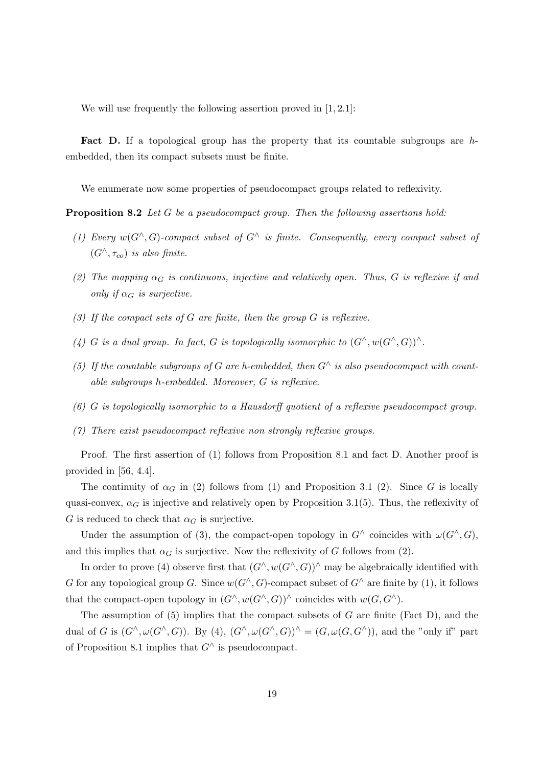We will use frequently the following assertion proved in [1, 2.1]:

**Fact D.** If a topological group has the property that its countable subgroups are $h$-embedded, then its compact subsets must be finite.

We enumerate now some properties of pseudocompact groups related to reflexivity.

**Proposition 8.2** *Let $G$ be a pseudocompact group. Then the following assertions hold:*

*(1) Every $w(G^\wedge, G)$-compact subset of $G^\wedge$ is finite. Consequently, every compact subset of $(G^\wedge, \tau_{co})$ is also finite.*

*(2) The mapping $\alpha_G$ is continuous, injective and relatively open. Thus, $G$ is reflexive if and only if $\alpha_G$ is surjective.*

*(3) If the compact sets of $G$ are finite, then the group $G$ is reflexive.*

*(4) $G$ is a dual group. In fact, $G$ is topologically isomorphic to $(G^\wedge, w(G^\wedge, G))^\wedge$.*

*(5) If the countable subgroups of $G$ are $h$-embedded, then $G^\wedge$ is also pseudocompact with countable subgroups $h$-embedded. Moreover, $G$ is reflexive.*

*(6) $G$ is topologically isomorphic to a Hausdorff quotient of a reflexive pseudocompact group.*

*(7) There exist pseudocompact reflexive non strongly reflexive groups.*

Proof. The first assertion of (1) follows from Proposition 8.1 and fact D. Another proof is provided in [56, 4.4].

The continuity of $\alpha_G$ in (2) follows from (1) and Proposition 3.1 (2). Since $G$ is locally quasi-convex, $\alpha_G$ is injective and relatively open by Proposition 3.1(5). Thus, the reflexivity of $G$ is reduced to check that $\alpha_G$ is surjective.

Under the assumption of (3), the compact-open topology in $G^\wedge$ coincides with $\omega(G^\wedge, G)$, and this implies that $\alpha_G$ is surjective. Now the reflexivity of $G$ follows from (2).

In order to prove (4) observe first that $(G^\wedge, w(G^\wedge, G))^\wedge$ may be algebraically identified with $G$ for any topological group $G$. Since $w(G^\wedge, G)$-compact subset of $G^\wedge$ are finite by (1), it follows that the compact-open topology in $(G^\wedge, w(G^\wedge, G))^\wedge$ coincides with $w(G, G^\wedge)$.

The assumption of (5) implies that the compact subsets of $G$ are finite (Fact D), and the dual of $G$ is $(G^\wedge, \omega(G^\wedge, G))$. By (4), $(G^\wedge, \omega(G^\wedge, G))^\wedge = (G, \omega(G, G^\wedge))$, and the "only if" part of Proposition 8.1 implies that $G^\wedge$ is pseudocompact.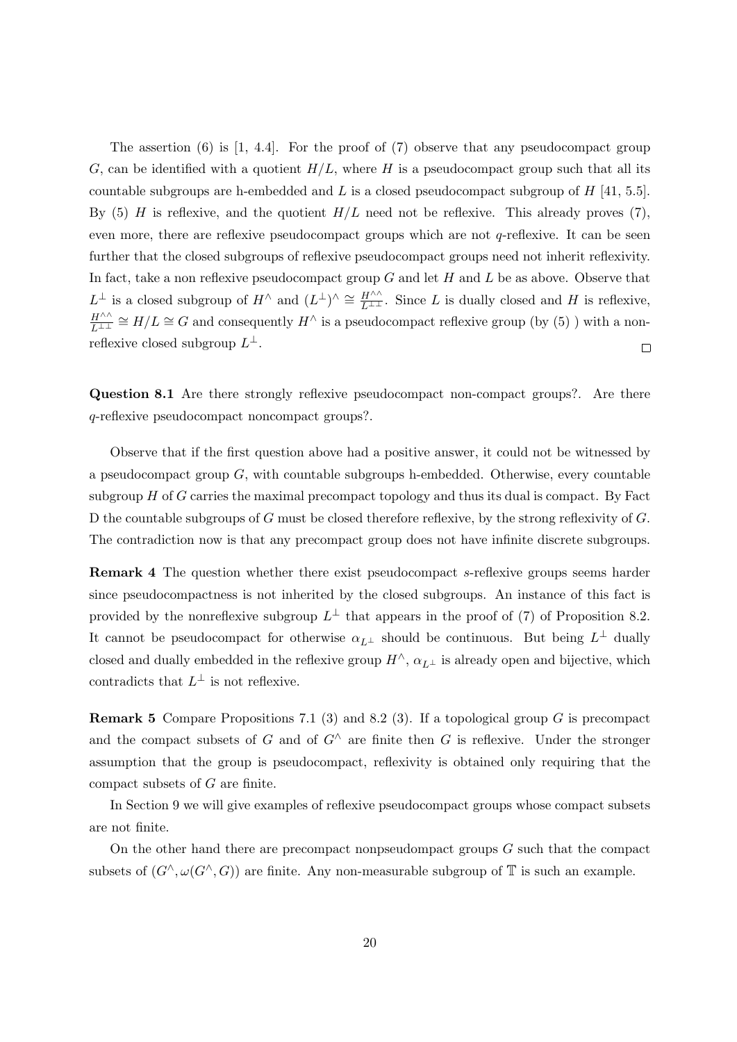The assertion (6) is [1, 4.4]. For the proof of (7) observe that any pseudocompact group $G$, can be identified with a quotient $H/L$, where $H$ is a pseudocompact group such that all its countable subgroups are h-embedded and $L$ is a closed pseudocompact subgroup of $H$ [41, 5.5]. By (5) $H$ is reflexive, and the quotient $H/L$ need not be reflexive. This already proves (7), even more, there are reflexive pseudocompact groups which are not $q$-reflexive. It can be seen further that the closed subgroups of reflexive pseudocompact groups need not inherit reflexivity. In fact, take a non reflexive pseudocompact group $G$ and let $H$ and $L$ be as above. Observe that $L^\perp$ is a closed subgroup of $H^\wedge$ and $(L^\perp)^\wedge \cong \frac{H^{\wedge\wedge}}{L^{\perp\perp}}$. Since $L$ is dually closed and $H$ is reflexive, $\frac{H^{\wedge\wedge}}{L^{\perp\perp}} \cong H/L \cong G$ and consequently $H^\wedge$ is a pseudocompact reflexive group (by (5) ) with a non-reflexive closed subgroup $L^\perp$. $\square$

**Question 8.1** Are there strongly reflexive pseudocompact non-compact groups?. Are there $q$-reflexive pseudocompact noncompact groups?.

Observe that if the first question above had a positive answer, it could not be witnessed by a pseudocompact group $G$, with countable subgroups h-embedded. Otherwise, every countable subgroup $H$ of $G$ carries the maximal precompact topology and thus its dual is compact. By Fact D the countable subgroups of $G$ must be closed therefore reflexive, by the strong reflexivity of $G$. The contradiction now is that any precompact group does not have infinite discrete subgroups.

**Remark 4** The question whether there exist pseudocompact $s$-reflexive groups seems harder since pseudocompactness is not inherited by the closed subgroups. An instance of this fact is provided by the nonreflexive subgroup $L^\perp$ that appears in the proof of (7) of Proposition 8.2. It cannot be pseudocompact for otherwise $\alpha_{L^\perp}$ should be continuous. But being $L^\perp$ dually closed and dually embedded in the reflexive group $H^\wedge$, $\alpha_{L^\perp}$ is already open and bijective, which contradicts that $L^\perp$ is not reflexive.

**Remark 5** Compare Propositions 7.1 (3) and 8.2 (3). If a topological group $G$ is precompact and the compact subsets of $G$ and of $G^\wedge$ are finite then $G$ is reflexive. Under the stronger assumption that the group is pseudocompact, reflexivity is obtained only requiring that the compact subsets of $G$ are finite.

In Section 9 we will give examples of reflexive pseudocompact groups whose compact subsets are not finite.

On the other hand there are precompact nonpseudompact groups $G$ such that the compact subsets of $(G^\wedge, \omega(G^\wedge, G))$ are finite. Any non-measurable subgroup of $\mathbb{T}$ is such an example.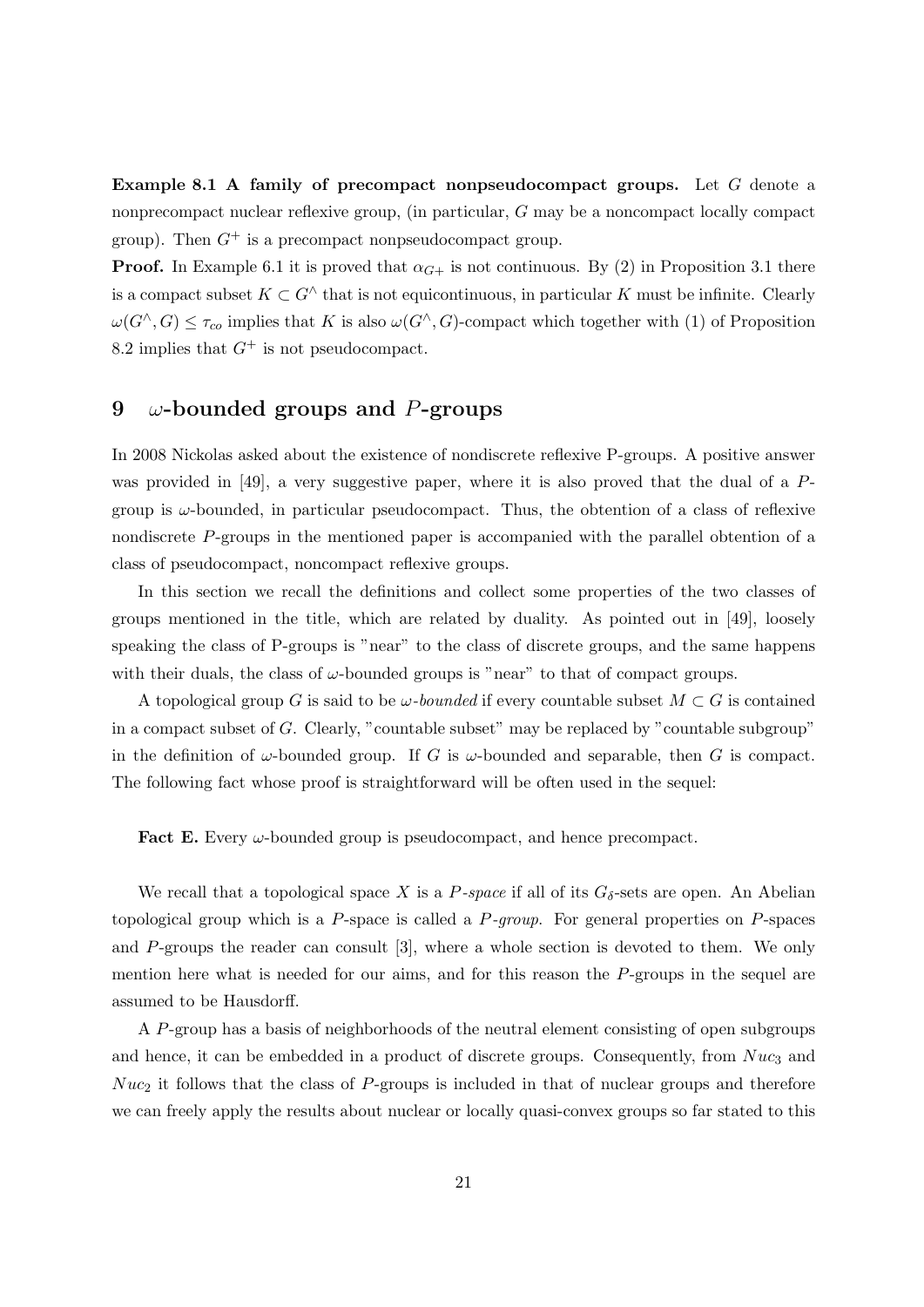**Example 8.1 A family of precompact nonpseudocompact groups.** Let $G$ denote a nonprecompact nuclear reflexive group, (in particular, $G$ may be a noncompact locally compact group). Then $G^+$ is a precompact nonpseudocompact group.

**Proof.** In Example 6.1 it is proved that $\alpha_{G+}$ is not continuous. By (2) in Proposition 3.1 there is a compact subset $K \subset G^\wedge$ that is not equicontinuous, in particular $K$ must be infinite. Clearly $\omega(G^\wedge, G) \leq \tau_{co}$ implies that $K$ is also $\omega(G^\wedge, G)$-compact which together with (1) of Proposition 8.2 implies that $G^+$ is not pseudocompact.

## 9 $\omega$-bounded groups and $P$-groups

In 2008 Nickolas asked about the existence of nondiscrete reflexive P-groups. A positive answer was provided in [49], a very suggestive paper, where it is also proved that the dual of a $P$-group is $\omega$-bounded, in particular pseudocompact. Thus, the obtention of a class of reflexive nondiscrete $P$-groups in the mentioned paper is accompanied with the parallel obtention of a class of pseudocompact, noncompact reflexive groups.

In this section we recall the definitions and collect some properties of the two classes of groups mentioned in the title, which are related by duality. As pointed out in [49], loosely speaking the class of P-groups is "near" to the class of discrete groups, and the same happens with their duals, the class of $\omega$-bounded groups is "near" to that of compact groups.

A topological group $G$ is said to be *$\omega$-bounded* if every countable subset $M \subset G$ is contained in a compact subset of $G$. Clearly, "countable subset" may be replaced by "countable subgroup" in the definition of $\omega$-bounded group. If $G$ is $\omega$-bounded and separable, then $G$ is compact. The following fact whose proof is straightforward will be often used in the sequel:

**Fact E.** Every $\omega$-bounded group is pseudocompact, and hence precompact.

We recall that a topological space $X$ is a *$P$-space* if all of its $G_\delta$-sets are open. An Abelian topological group which is a $P$-space is called a *$P$-group*. For general properties on $P$-spaces and $P$-groups the reader can consult [3], where a whole section is devoted to them. We only mention here what is needed for our aims, and for this reason the $P$-groups in the sequel are assumed to be Hausdorff.

A $P$-group has a basis of neighborhoods of the neutral element consisting of open subgroups and hence, it can be embedded in a product of discrete groups. Consequently, from $Nuc_3$ and $Nuc_2$ it follows that the class of $P$-groups is included in that of nuclear groups and therefore we can freely apply the results about nuclear or locally quasi-convex groups so far stated to this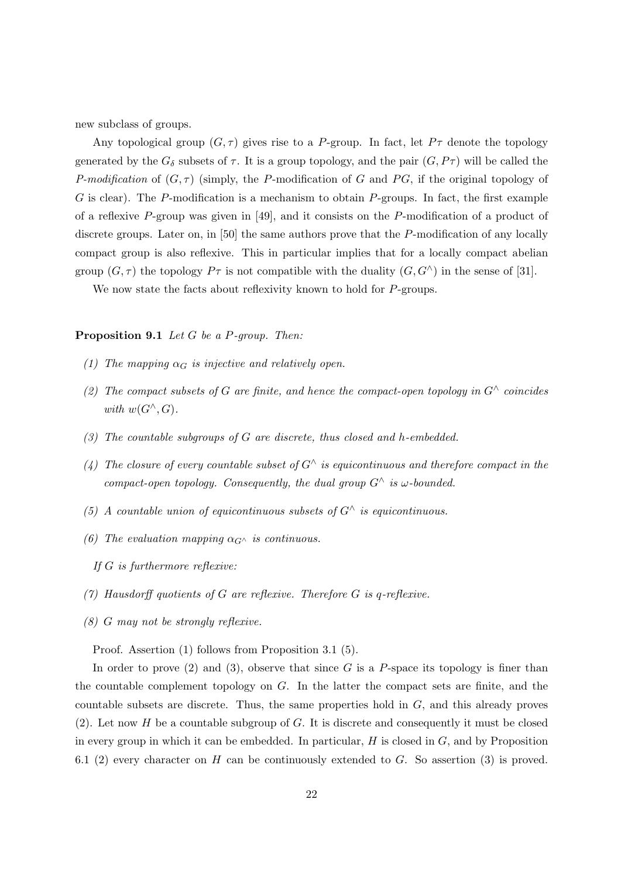new subclass of groups.

Any topological group $(G, \tau)$ gives rise to a $P$-group. In fact, let $P\tau$ denote the topology generated by the $G_\delta$ subsets of $\tau$. It is a group topology, and the pair $(G, P\tau)$ will be called the *P-modification* of $(G, \tau)$ (simply, the $P$-modification of $G$ and $PG$, if the original topology of $G$ is clear). The $P$-modification is a mechanism to obtain $P$-groups. In fact, the first example of a reflexive $P$-group was given in [49], and it consists on the $P$-modification of a product of discrete groups. Later on, in [50] the same authors prove that the $P$-modification of any locally compact group is also reflexive. This in particular implies that for a locally compact abelian group $(G, \tau)$ the topology $P\tau$ is not compatible with the duality $(G, G^\wedge)$ in the sense of [31].

We now state the facts about reflexivity known to hold for $P$-groups.

**Proposition 9.1** *Let $G$ be a $P$-group. Then:*

*(1) The mapping $\alpha_G$ is injective and relatively open.*

*(2) The compact subsets of $G$ are finite, and hence the compact-open topology in $G^\wedge$ coincides with $w(G^\wedge, G)$.*

*(3) The countable subgroups of $G$ are discrete, thus closed and $h$-embedded.*

*(4) The closure of every countable subset of $G^\wedge$ is equicontinuous and therefore compact in the compact-open topology. Consequently, the dual group $G^\wedge$ is $\omega$-bounded.*

*(5) A countable union of equicontinuous subsets of $G^\wedge$ is equicontinuous.*

*(6) The evaluation mapping $\alpha_{G^\wedge}$ is continuous.*

*If $G$ is furthermore reflexive:*

*(7) Hausdorff quotients of $G$ are reflexive. Therefore $G$ is $q$-reflexive.*

*(8) $G$ may not be strongly reflexive.*

Proof. Assertion (1) follows from Proposition 3.1 (5).

In order to prove (2) and (3), observe that since $G$ is a $P$-space its topology is finer than the countable complement topology on $G$. In the latter the compact sets are finite, and the countable subsets are discrete. Thus, the same properties hold in $G$, and this already proves (2). Let now $H$ be a countable subgroup of $G$. It is discrete and consequently it must be closed in every group in which it can be embedded. In particular, $H$ is closed in $G$, and by Proposition 6.1 (2) every character on $H$ can be continuously extended to $G$. So assertion (3) is proved.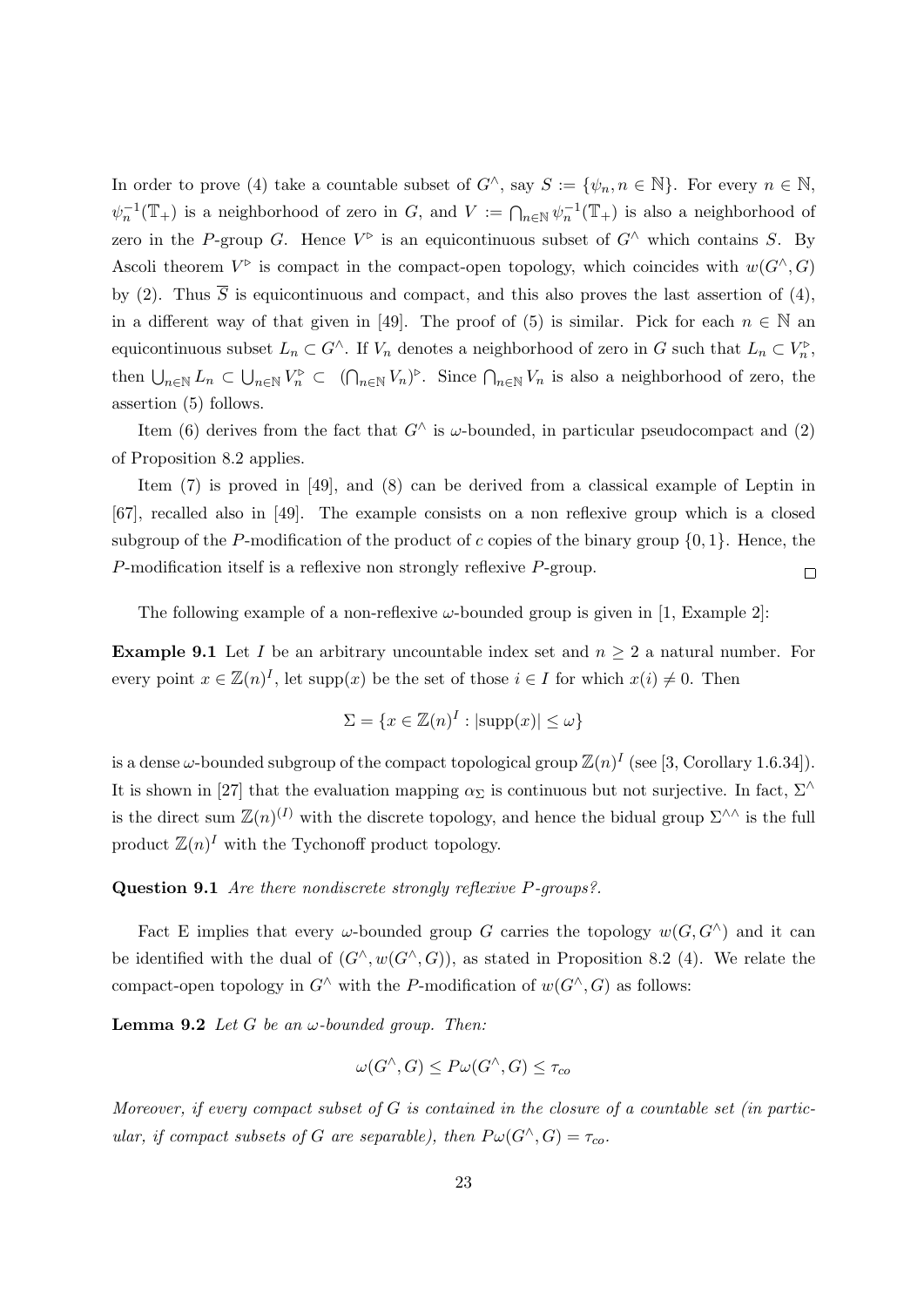In order to prove (4) take a countable subset of $G^\wedge$, say $S := \{\psi_n, n \in \mathbb{N}\}$. For every $n \in \mathbb{N}$, $\psi_n^{-1}(\mathbb{T}_+)$ is a neighborhood of zero in $G$, and $V := \bigcap_{n\in\mathbb{N}} \psi_n^{-1}(\mathbb{T}_+)$ is also a neighborhood of zero in the $P$-group $G$. Hence $V^\triangleright$ is an equicontinuous subset of $G^\wedge$ which contains $S$. By Ascoli theorem $V^\triangleright$ is compact in the compact-open topology, which coincides with $w(G^\wedge, G)$ by (2). Thus $\overline{S}$ is equicontinuous and compact, and this also proves the last assertion of (4), in a different way of that given in [49]. The proof of (5) is similar. Pick for each $n \in \mathbb{N}$ an equicontinuous subset $L_n \subset G^\wedge$. If $V_n$ denotes a neighborhood of zero in $G$ such that $L_n \subset V_n^\triangleright$, then $\bigcup_{n\in\mathbb{N}} L_n \subset \bigcup_{n\in\mathbb{N}} V_n^\triangleright \subset \left(\bigcap_{n\in\mathbb{N}} V_n\right)^\triangleright$. Since $\bigcap_{n\in\mathbb{N}} V_n$ is also a neighborhood of zero, the assertion (5) follows.

Item (6) derives from the fact that $G^\wedge$ is $\omega$-bounded, in particular pseudocompact and (2) of Proposition 8.2 applies.

Item (7) is proved in [49], and (8) can be derived from a classical example of Leptin in [67], recalled also in [49]. The example consists on a non reflexive group which is a closed subgroup of the $P$-modification of the product of $c$ copies of the binary group $\{0, 1\}$. Hence, the $P$-modification itself is a reflexive non strongly reflexive $P$-group. □

The following example of a non-reflexive $\omega$-bounded group is given in [1, Example 2]:

**Example 9.1** Let $I$ be an arbitrary uncountable index set and $n \geq 2$ a natural number. For every point $x \in \mathbb{Z}(n)^I$, let $\mathrm{supp}(x)$ be the set of those $i \in I$ for which $x(i) \neq 0$. Then

$$\Sigma = \{x \in \mathbb{Z}(n)^I : |\mathrm{supp}(x)| \leq \omega\}$$

is a dense $\omega$-bounded subgroup of the compact topological group $\mathbb{Z}(n)^I$ (see [3, Corollary 1.6.34]). It is shown in [27] that the evaluation mapping $\alpha_\Sigma$ is continuous but not surjective. In fact, $\Sigma^\wedge$ is the direct sum $\mathbb{Z}(n)^{(I)}$ with the discrete topology, and hence the bidual group $\Sigma^{\wedge\wedge}$ is the full product $\mathbb{Z}(n)^I$ with the Tychonoff product topology.

**Question 9.1** *Are there nondiscrete strongly reflexive $P$-groups?.*

Fact E implies that every $\omega$-bounded group $G$ carries the topology $w(G, G^\wedge)$ and it can be identified with the dual of $(G^\wedge, w(G^\wedge, G))$, as stated in Proposition 8.2 (4). We relate the compact-open topology in $G^\wedge$ with the $P$-modification of $w(G^\wedge, G)$ as follows:

**Lemma 9.2** *Let $G$ be an $\omega$-bounded group. Then:*

$$\omega(G^\wedge, G) \leq P\omega(G^\wedge, G) \leq \tau_{co}$$

*Moreover, if every compact subset of $G$ is contained in the closure of a countable set (in particular, if compact subsets of $G$ are separable), then $P\omega(G^\wedge, G) = \tau_{co}$.*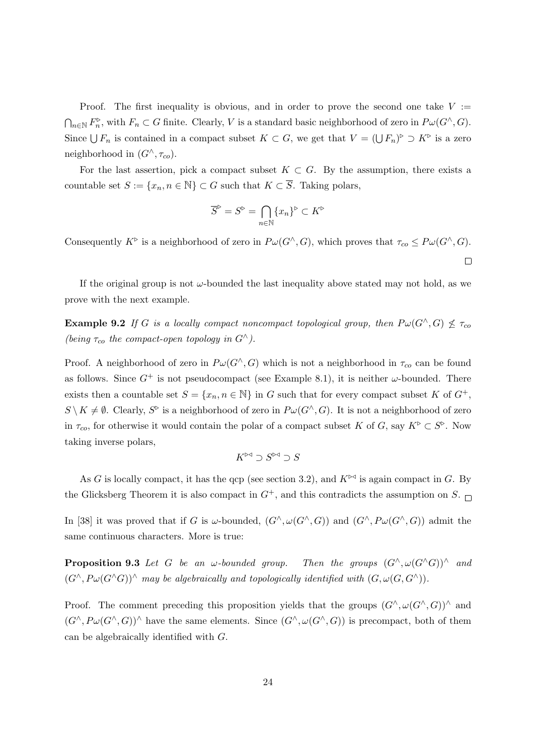Proof. The first inequality is obvious, and in order to prove the second one take $V := \bigcap_{n\in\mathbb{N}} F_n^{\triangleright}$, with $F_n \subset G$ finite. Clearly, $V$ is a standard basic neighborhood of zero in $P\omega(G^\wedge, G)$. Since $\bigcup F_n$ is contained in a compact subset $K \subset G$, we get that $V = (\bigcup F_n)^{\triangleright} \supset K^{\triangleright}$ is a zero neighborhood in $(G^\wedge, \tau_{co})$.

For the last assertion, pick a compact subset $K \subset G$. By the assumption, there exists a countable set $S := \{x_n, n \in \mathbb{N}\} \subset G$ such that $K \subset \overline{S}$. Taking polars,

$$\overline{S}^{\triangleright} = S^{\triangleright} = \bigcap_{n\in\mathbb{N}} \{x_n\}^{\triangleright} \subset K^{\triangleright}$$

Consequently $K^{\triangleright}$ is a neighborhood of zero in $P\omega(G^\wedge, G)$, which proves that $\tau_{co} \leq P\omega(G^\wedge, G)$. □

If the original group is not $\omega$-bounded the last inequality above stated may not hold, as we prove with the next example.

**Example 9.2** *If $G$ is a locally compact noncompact topological group, then $P\omega(G^\wedge, G) \not\leq \tau_{co}$ (being $\tau_{co}$ the compact-open topology in $G^\wedge$).*

Proof. A neighborhood of zero in $P\omega(G^\wedge, G)$ which is not a neighborhood in $\tau_{co}$ can be found as follows. Since $G^+$ is not pseudocompact (see Example 8.1), it is neither $\omega$-bounded. There exists then a countable set $S = \{x_n, n \in \mathbb{N}\}$ in $G$ such that for every compact subset $K$ of $G^+$, $S \setminus K \neq \emptyset$. Clearly, $S^{\triangleright}$ is a neighborhood of zero in $P\omega(G^\wedge, G)$. It is not a neighborhood of zero in $\tau_{co}$, for otherwise it would contain the polar of a compact subset $K$ of $G$, say $K^{\triangleright} \subset S^{\triangleright}$. Now taking inverse polars,

$$K^{\triangleright\triangleleft} \supset S^{\triangleright\triangleleft} \supset S$$

As $G$ is locally compact, it has the qcp (see section 3.2), and $K^{\triangleright\triangleleft}$ is again compact in $G$. By the Glicksberg Theorem it is also compact in $G^+$, and this contradicts the assumption on $S$. □

In [38] it was proved that if $G$ is $\omega$-bounded, $(G^\wedge, \omega(G^\wedge, G))$ and $(G^\wedge, P\omega(G^\wedge, G))$ admit the same continuous characters. More is true:

**Proposition 9.3** *Let $G$ be an $\omega$-bounded group. Then the groups $(G^\wedge, \omega(G^\wedge G))^\wedge$ and $(G^\wedge, P\omega(G^\wedge G))^\wedge$ may be algebraically and topologically identified with $(G, \omega(G, G^\wedge))$.*

Proof. The comment preceding this proposition yields that the groups $(G^\wedge, \omega(G^\wedge, G))^\wedge$ and $(G^\wedge, P\omega(G^\wedge, G))^\wedge$ have the same elements. Since $(G^\wedge, \omega(G^\wedge, G))$ is precompact, both of them can be algebraically identified with $G$.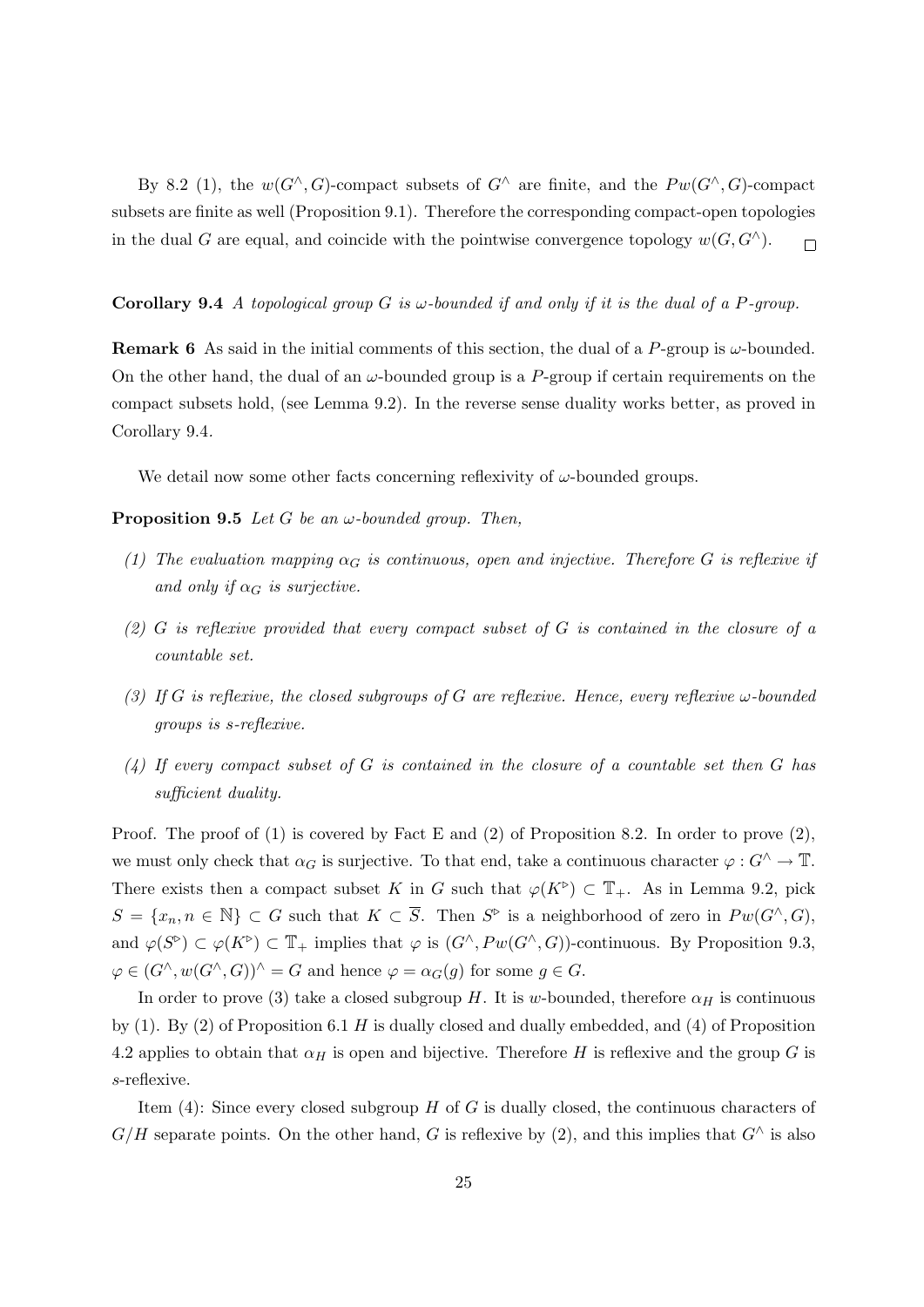By 8.2 (1), the $w(G^\wedge, G)$-compact subsets of $G^\wedge$ are finite, and the $Pw(G^\wedge, G)$-compact subsets are finite as well (Proposition 9.1). Therefore the corresponding compact-open topologies in the dual $G$ are equal, and coincide with the pointwise convergence topology $w(G, G^\wedge)$. $\square$

**Corollary 9.4** *A topological group $G$ is $\omega$-bounded if and only if it is the dual of a $P$-group.*

**Remark 6** As said in the initial comments of this section, the dual of a $P$-group is $\omega$-bounded. On the other hand, the dual of an $\omega$-bounded group is a $P$-group if certain requirements on the compact subsets hold, (see Lemma 9.2). In the reverse sense duality works better, as proved in Corollary 9.4.

We detail now some other facts concerning reflexivity of $\omega$-bounded groups.

**Proposition 9.5** *Let $G$ be an $\omega$-bounded group. Then,*

*(1) The evaluation mapping $\alpha_G$ is continuous, open and injective. Therefore $G$ is reflexive if and only if $\alpha_G$ is surjective.*

*(2) $G$ is reflexive provided that every compact subset of $G$ is contained in the closure of a countable set.*

*(3) If $G$ is reflexive, the closed subgroups of $G$ are reflexive. Hence, every reflexive $\omega$-bounded groups is s-reflexive.*

*(4) If every compact subset of $G$ is contained in the closure of a countable set then $G$ has sufficient duality.*

Proof. The proof of (1) is covered by Fact E and (2) of Proposition 8.2. In order to prove (2), we must only check that $\alpha_G$ is surjective. To that end, take a continuous character $\varphi : G^\wedge \to \mathbb{T}$. There exists then a compact subset $K$ in $G$ such that $\varphi(K^\triangleright) \subset \mathbb{T}_+$. As in Lemma 9.2, pick $S = \{x_n, n \in \mathbb{N}\} \subset G$ such that $K \subset \overline{S}$. Then $S^\triangleright$ is a neighborhood of zero in $Pw(G^\wedge, G)$, and $\varphi(S^\triangleright) \subset \varphi(K^\triangleright) \subset \mathbb{T}_+$ implies that $\varphi$ is $(G^\wedge, Pw(G^\wedge, G))$-continuous. By Proposition 9.3, $\varphi \in (G^\wedge, w(G^\wedge, G))^\wedge = G$ and hence $\varphi = \alpha_G(g)$ for some $g \in G$.

In order to prove (3) take a closed subgroup $H$. It is $w$-bounded, therefore $\alpha_H$ is continuous by (1). By (2) of Proposition 6.1 $H$ is dually closed and dually embedded, and (4) of Proposition 4.2 applies to obtain that $\alpha_H$ is open and bijective. Therefore $H$ is reflexive and the group $G$ is $s$-reflexive.

Item (4): Since every closed subgroup $H$ of $G$ is dually closed, the continuous characters of $G/H$ separate points. On the other hand, $G$ is reflexive by (2), and this implies that $G^\wedge$ is also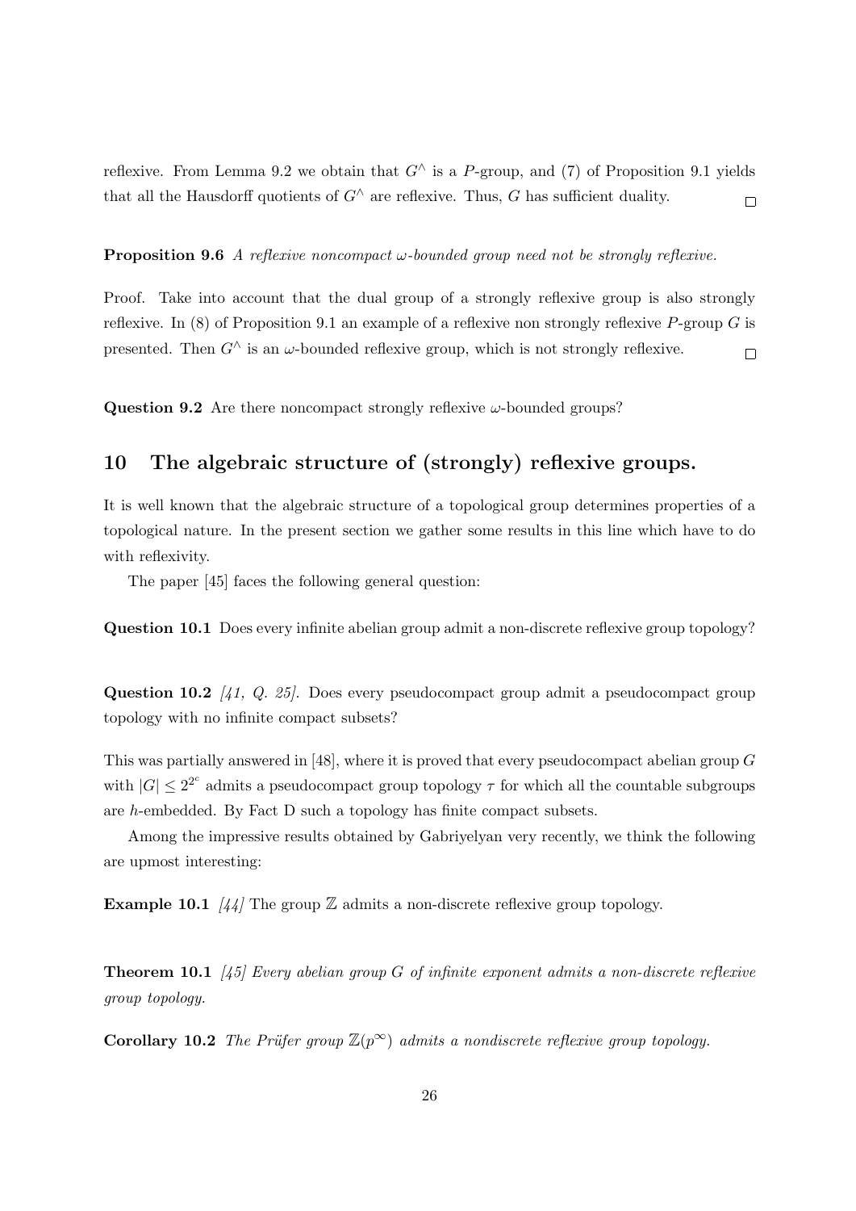reflexive. From Lemma 9.2 we obtain that $G^\wedge$ is a $P$-group, and (7) of Proposition 9.1 yields that all the Hausdorff quotients of $G^\wedge$ are reflexive. Thus, $G$ has sufficient duality. $\square$

**Proposition 9.6** *A reflexive noncompact $\omega$-bounded group need not be strongly reflexive.*

Proof. Take into account that the dual group of a strongly reflexive group is also strongly reflexive. In (8) of Proposition 9.1 an example of a reflexive non strongly reflexive $P$-group $G$ is presented. Then $G^\wedge$ is an $\omega$-bounded reflexive group, which is not strongly reflexive. $\square$

**Question 9.2** Are there noncompact strongly reflexive $\omega$-bounded groups?

## 10 The algebraic structure of (strongly) reflexive groups.

It is well known that the algebraic structure of a topological group determines properties of a topological nature. In the present section we gather some results in this line which have to do with reflexivity.

The paper [45] faces the following general question:

**Question 10.1** Does every infinite abelian group admit a non-discrete reflexive group topology?

**Question 10.2** *[41, Q. 25].* Does every pseudocompact group admit a pseudocompact group topology with no infinite compact subsets?

This was partially answered in [48], where it is proved that every pseudocompact abelian group $G$ with $|G| \leq 2^{2^{\mathfrak{c}}}$ admits a pseudocompact group topology $\tau$ for which all the countable subgroups are $h$-embedded. By Fact D such a topology has finite compact subsets.

Among the impressive results obtained by Gabriyelyan very recently, we think the following are upmost interesting:

**Example 10.1** *[44]* The group $\mathbb{Z}$ admits a non-discrete reflexive group topology.

**Theorem 10.1** *[45] Every abelian group $G$ of infinite exponent admits a non-discrete reflexive group topology.*

**Corollary 10.2** *The Prüfer group $\mathbb{Z}(p^\infty)$ admits a nondiscrete reflexive group topology.*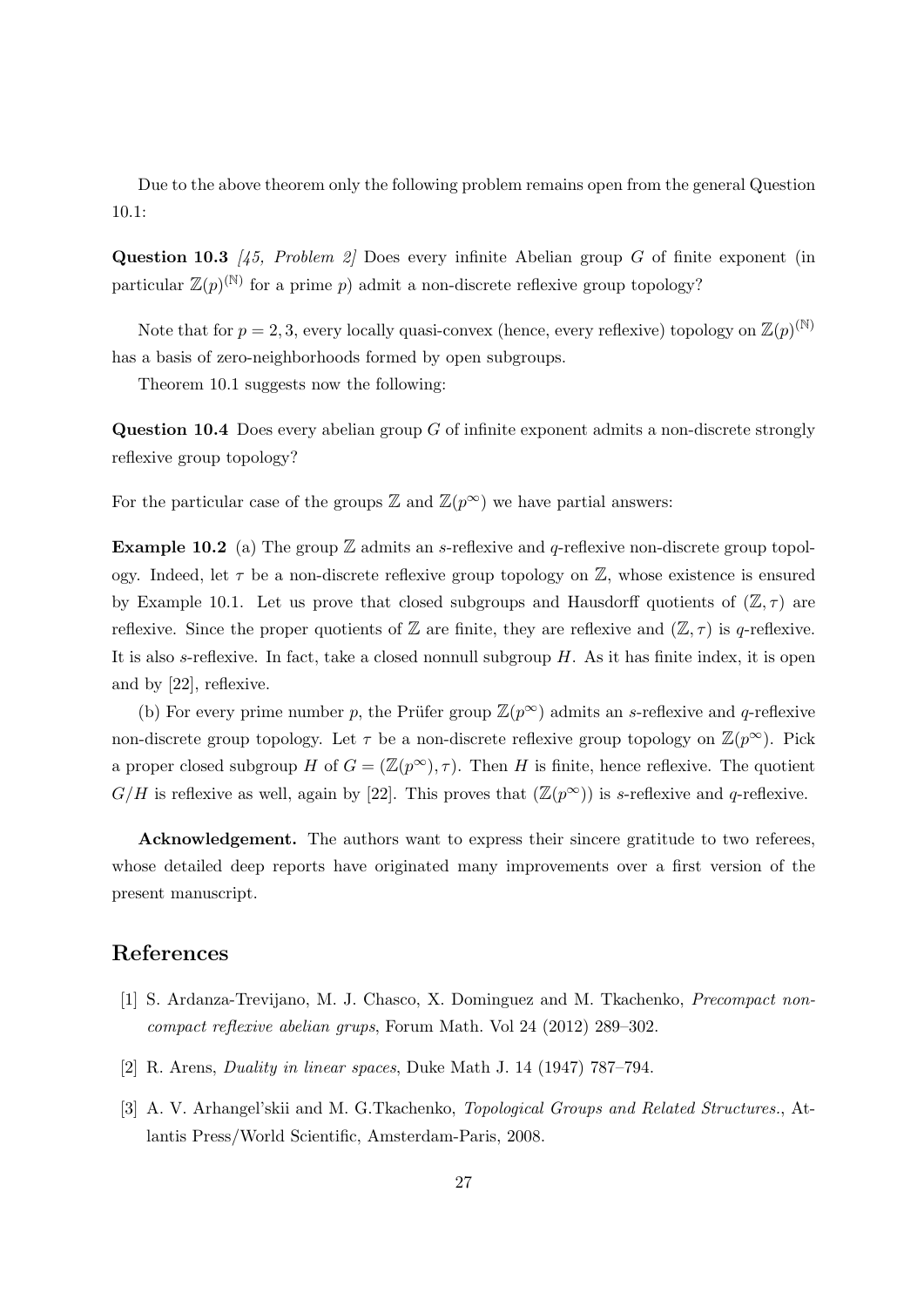Due to the above theorem only the following problem remains open from the general Question 10.1:

**Question 10.3** *[45, Problem 2]* Does every infinite Abelian group $G$ of finite exponent (in particular $\mathbb{Z}(p)^{(\mathbb{N})}$ for a prime $p$) admit a non-discrete reflexive group topology?

Note that for $p = 2, 3$, every locally quasi-convex (hence, every reflexive) topology on $\mathbb{Z}(p)^{(\mathbb{N})}$ has a basis of zero-neighborhoods formed by open subgroups.

Theorem 10.1 suggests now the following:

**Question 10.4** Does every abelian group $G$ of infinite exponent admits a non-discrete strongly reflexive group topology?

For the particular case of the groups $\mathbb{Z}$ and $\mathbb{Z}(p^\infty)$ we have partial answers:

**Example 10.2** (a) The group $\mathbb{Z}$ admits an $s$-reflexive and $q$-reflexive non-discrete group topology. Indeed, let $\tau$ be a non-discrete reflexive group topology on $\mathbb{Z}$, whose existence is ensured by Example 10.1. Let us prove that closed subgroups and Hausdorff quotients of $(\mathbb{Z}, \tau)$ are reflexive. Since the proper quotients of $\mathbb{Z}$ are finite, they are reflexive and $(\mathbb{Z}, \tau)$ is $q$-reflexive. It is also $s$-reflexive. In fact, take a closed nonnull subgroup $H$. As it has finite index, it is open and by [22], reflexive.

(b) For every prime number $p$, the Prüfer group $\mathbb{Z}(p^\infty)$ admits an $s$-reflexive and $q$-reflexive non-discrete group topology. Let $\tau$ be a non-discrete reflexive group topology on $\mathbb{Z}(p^\infty)$. Pick a proper closed subgroup $H$ of $G = (\mathbb{Z}(p^\infty), \tau)$. Then $H$ is finite, hence reflexive. The quotient $G/H$ is reflexive as well, again by [22]. This proves that $(\mathbb{Z}(p^\infty))$ is $s$-reflexive and $q$-reflexive.

**Acknowledgement.** The authors want to express their sincere gratitude to two referees, whose detailed deep reports have originated many improvements over a first version of the present manuscript.

## References

[1] S. Ardanza-Trevijano, M. J. Chasco, X. Dominguez and M. Tkachenko, *Precompact noncompact reflexive abelian grups*, Forum Math. Vol 24 (2012) 289–302.

[2] R. Arens, *Duality in linear spaces*, Duke Math J. 14 (1947) 787–794.

[3] A. V. Arhangel'skii and M. G.Tkachenko, *Topological Groups and Related Structures.*, Atlantis Press/World Scientific, Amsterdam-Paris, 2008.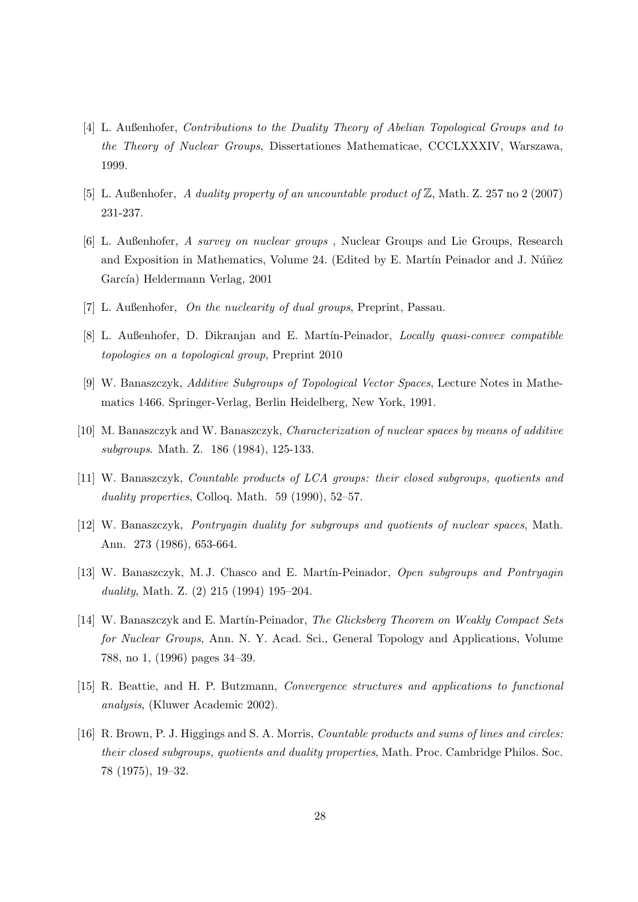[4] L. Außenhofer, *Contributions to the Duality Theory of Abelian Topological Groups and to the Theory of Nuclear Groups*, Dissertationes Mathematicae, CCCLXXXIV, Warszawa, 1999.

[5] L. Außenhofer, *A duality property of an uncountable product of* $\mathbb{Z}$, Math. Z. 257 no 2 (2007) 231-237.

[6] L. Außenhofer, *A survey on nuclear groups* , Nuclear Groups and Lie Groups, Research and Exposition in Mathematics, Volume 24. (Edited by E. Martín Peinador and J. Núñez García) Heldermann Verlag, 2001

[7] L. Außenhofer, *On the nuclearity of dual groups*, Preprint, Passau.

[8] L. Außenhofer, D. Dikranjan and E. Martín-Peinador, *Locally quasi-convex compatible topologies on a topological group*, Preprint 2010

[9] W. Banaszczyk, *Additive Subgroups of Topological Vector Spaces*, Lecture Notes in Mathematics 1466. Springer-Verlag, Berlin Heidelberg, New York, 1991.

[10] M. Banaszczyk and W. Banaszczyk, *Characterization of nuclear spaces by means of additive subgroups*. Math. Z. 186 (1984), 125-133.

[11] W. Banaszczyk, *Countable products of LCA groups: their closed subgroups, quotients and duality properties*, Colloq. Math. 59 (1990), 52–57.

[12] W. Banaszczyk, *Pontryagin duality for subgroups and quotients of nuclear spaces*, Math. Ann. 273 (1986), 653-664.

[13] W. Banaszczyk, M. J. Chasco and E. Martín-Peinador, *Open subgroups and Pontryagin duality*, Math. Z. (2) 215 (1994) 195–204.

[14] W. Banaszczyk and E. Martín-Peinador, *The Glicksberg Theorem on Weakly Compact Sets for Nuclear Groups*, Ann. N. Y. Acad. Sci., General Topology and Applications, Volume 788, no 1, (1996) pages 34–39.

[15] R. Beattie, and H. P. Butzmann, *Convergence structures and applications to functional analysis*, (Kluwer Academic 2002).

[16] R. Brown, P. J. Higgings and S. A. Morris, *Countable products and sums of lines and circles: their closed subgroups, quotients and duality properties*, Math. Proc. Cambridge Philos. Soc. 78 (1975), 19–32.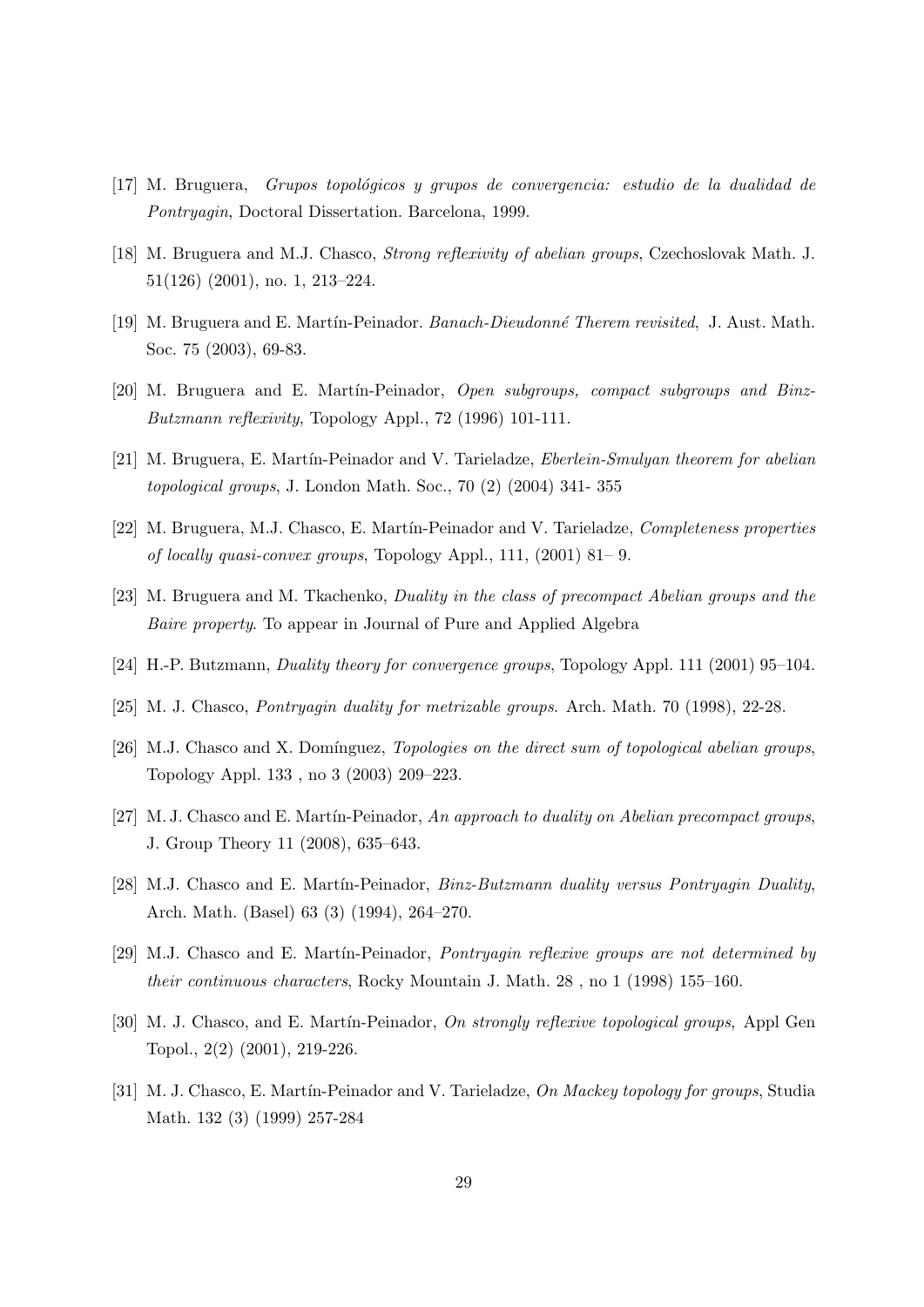[17] M. Bruguera, *Grupos topológicos y grupos de convergencia: estudio de la dualidad de Pontryagin*, Doctoral Dissertation. Barcelona, 1999.

[18] M. Bruguera and M.J. Chasco, *Strong reflexivity of abelian groups*, Czechoslovak Math. J. 51(126) (2001), no. 1, 213–224.

[19] M. Bruguera and E. Martín-Peinador. *Banach-Dieudonné Therem revisited*, J. Aust. Math. Soc. 75 (2003), 69-83.

[20] M. Bruguera and E. Martín-Peinador, *Open subgroups, compact subgroups and Binz-Butzmann reflexivity*, Topology Appl., 72 (1996) 101-111.

[21] M. Bruguera, E. Martín-Peinador and V. Tarieladze, *Eberlein-Smulyan theorem for abelian topological groups*, J. London Math. Soc., 70 (2) (2004) 341- 355

[22] M. Bruguera, M.J. Chasco, E. Martín-Peinador and V. Tarieladze, *Completeness properties of locally quasi-convex groups*, Topology Appl., 111, (2001) 81– 9.

[23] M. Bruguera and M. Tkachenko, *Duality in the class of precompact Abelian groups and the Baire property*. To appear in Journal of Pure and Applied Algebra

[24] H.-P. Butzmann, *Duality theory for convergence groups*, Topology Appl. 111 (2001) 95–104.

[25] M. J. Chasco, *Pontryagin duality for metrizable groups*. Arch. Math. 70 (1998), 22-28.

[26] M.J. Chasco and X. Domínguez, *Topologies on the direct sum of topological abelian groups*, Topology Appl. 133 , no 3 (2003) 209–223.

[27] M. J. Chasco and E. Martín-Peinador, *An approach to duality on Abelian precompact groups*, J. Group Theory 11 (2008), 635–643.

[28] M.J. Chasco and E. Martín-Peinador, *Binz-Butzmann duality versus Pontryagin Duality*, Arch. Math. (Basel) 63 (3) (1994), 264–270.

[29] M.J. Chasco and E. Martín-Peinador, *Pontryagin reflexive groups are not determined by their continuous characters*, Rocky Mountain J. Math. 28 , no 1 (1998) 155–160.

[30] M. J. Chasco, and E. Martín-Peinador, *On strongly reflexive topological groups*, Appl Gen Topol., 2(2) (2001), 219-226.

[31] M. J. Chasco, E. Martín-Peinador and V. Tarieladze, *On Mackey topology for groups*, Studia Math. 132 (3) (1999) 257-284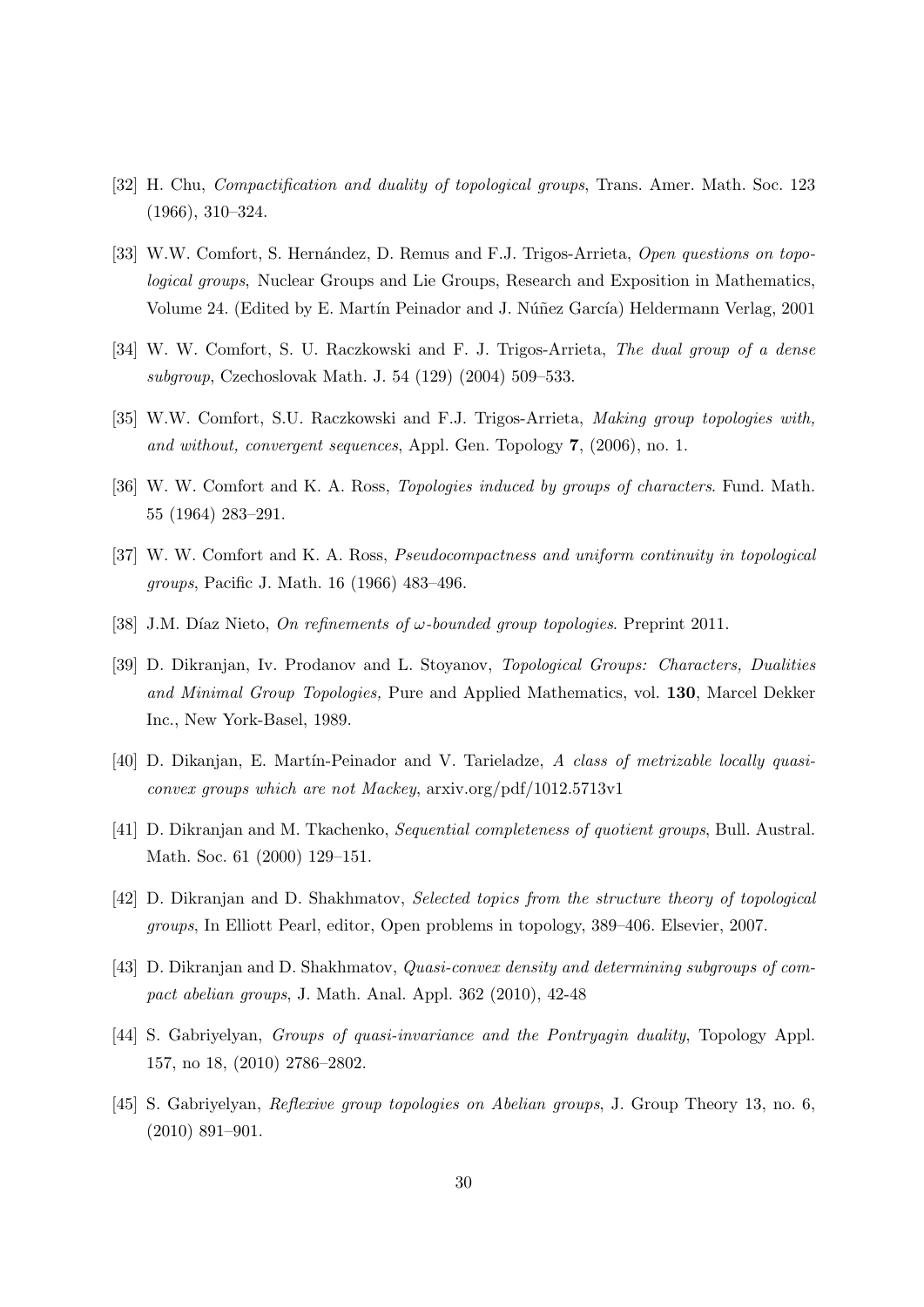[32] H. Chu, *Compactification and duality of topological groups*, Trans. Amer. Math. Soc. 123 (1966), 310–324.

[33] W.W. Comfort, S. Hernández, D. Remus and F.J. Trigos-Arrieta, *Open questions on topological groups*, Nuclear Groups and Lie Groups, Research and Exposition in Mathematics, Volume 24. (Edited by E. Martín Peinador and J. Núñez García) Heldermann Verlag, 2001

[34] W. W. Comfort, S. U. Raczkowski and F. J. Trigos-Arrieta, *The dual group of a dense subgroup*, Czechoslovak Math. J. 54 (129) (2004) 509–533.

[35] W.W. Comfort, S.U. Raczkowski and F.J. Trigos-Arrieta, *Making group topologies with, and without, convergent sequences*, Appl. Gen. Topology **7**, (2006), no. 1.

[36] W. W. Comfort and K. A. Ross, *Topologies induced by groups of characters*. Fund. Math. 55 (1964) 283–291.

[37] W. W. Comfort and K. A. Ross, *Pseudocompactness and uniform continuity in topological groups*, Pacific J. Math. 16 (1966) 483–496.

[38] J.M. Díaz Nieto, *On refinements of $\omega$-bounded group topologies*. Preprint 2011.

[39] D. Dikranjan, Iv. Prodanov and L. Stoyanov, *Topological Groups: Characters, Dualities and Minimal Group Topologies,* Pure and Applied Mathematics, vol. **130**, Marcel Dekker Inc., New York-Basel, 1989.

[40] D. Dikanjan, E. Martín-Peinador and V. Tarieladze, *A class of metrizable locally quasi-convex groups which are not Mackey*, arxiv.org/pdf/1012.5713v1

[41] D. Dikranjan and M. Tkachenko, *Sequential completeness of quotient groups*, Bull. Austral. Math. Soc. 61 (2000) 129–151.

[42] D. Dikranjan and D. Shakhmatov, *Selected topics from the structure theory of topological groups*, In Elliott Pearl, editor, Open problems in topology, 389–406. Elsevier, 2007.

[43] D. Dikranjan and D. Shakhmatov, *Quasi-convex density and determining subgroups of compact abelian groups*, J. Math. Anal. Appl. 362 (2010), 42-48

[44] S. Gabriyelyan, *Groups of quasi-invariance and the Pontryagin duality*, Topology Appl. 157, no 18, (2010) 2786–2802.

[45] S. Gabriyelyan, *Reflexive group topologies on Abelian groups*, J. Group Theory 13, no. 6, (2010) 891–901.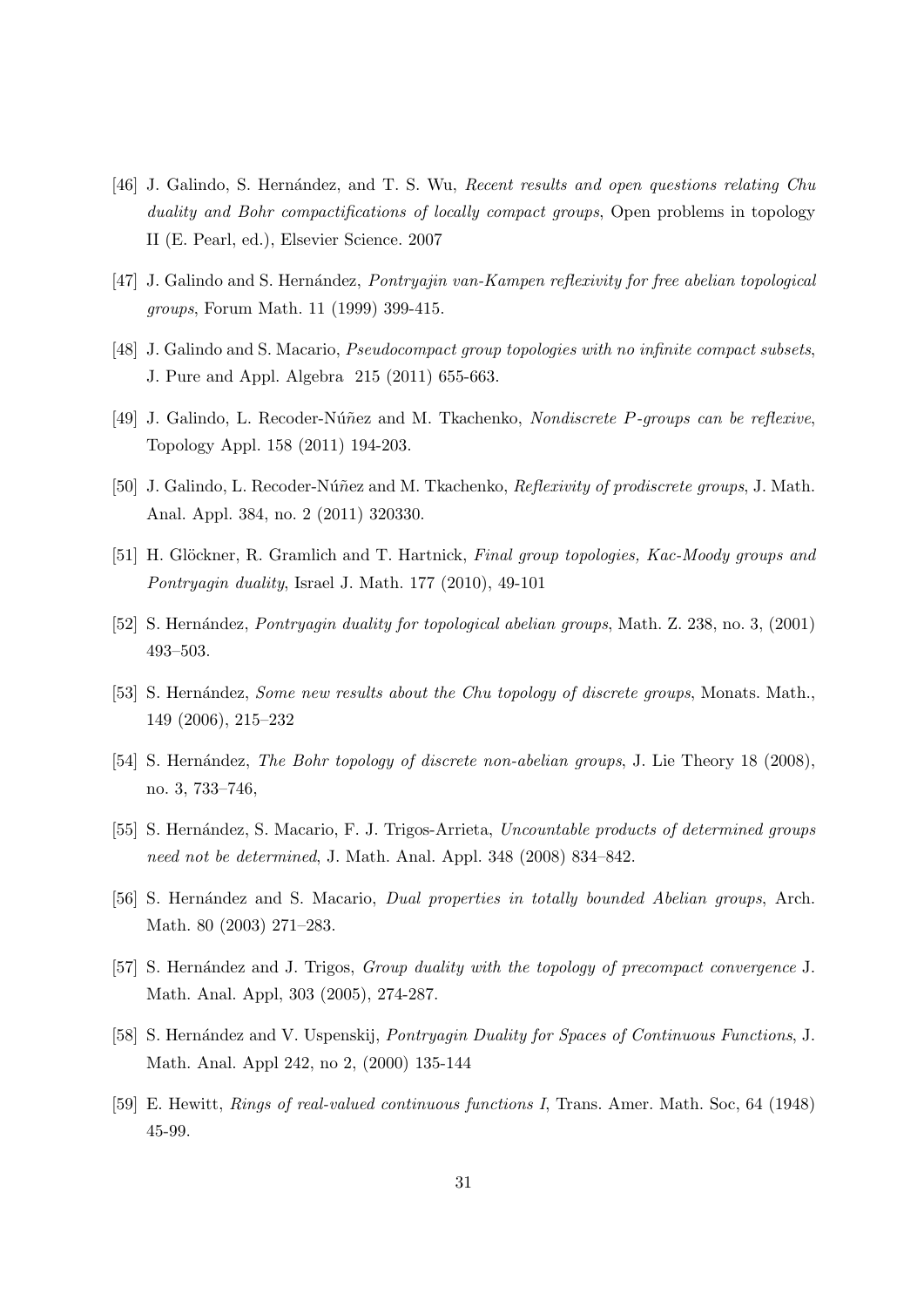[46] J. Galindo, S. Hernández, and T. S. Wu, *Recent results and open questions relating Chu duality and Bohr compactifications of locally compact groups*, Open problems in topology II (E. Pearl, ed.), Elsevier Science. 2007

[47] J. Galindo and S. Hernández, *Pontryajin van-Kampen reflexivity for free abelian topological groups*, Forum Math. 11 (1999) 399-415.

[48] J. Galindo and S. Macario, *Pseudocompact group topologies with no infinite compact subsets*, J. Pure and Appl. Algebra 215 (2011) 655-663.

[49] J. Galindo, L. Recoder-Núñez and M. Tkachenko, *Nondiscrete $P$-groups can be reflexive*, Topology Appl. 158 (2011) 194-203.

[50] J. Galindo, L. Recoder-Núñez and M. Tkachenko, *Reflexivity of prodiscrete groups*, J. Math. Anal. Appl. 384, no. 2 (2011) 320330.

[51] H. Glöckner, R. Gramlich and T. Hartnick, *Final group topologies, Kac-Moody groups and Pontryagin duality*, Israel J. Math. 177 (2010), 49-101

[52] S. Hernández, *Pontryagin duality for topological abelian groups*, Math. Z. 238, no. 3, (2001) 493–503.

[53] S. Hernández, *Some new results about the Chu topology of discrete groups*, Monats. Math., 149 (2006), 215–232

[54] S. Hernández, *The Bohr topology of discrete non-abelian groups*, J. Lie Theory 18 (2008), no. 3, 733–746,

[55] S. Hernández, S. Macario, F. J. Trigos-Arrieta, *Uncountable products of determined groups need not be determined*, J. Math. Anal. Appl. 348 (2008) 834–842.

[56] S. Hernández and S. Macario, *Dual properties in totally bounded Abelian groups*, Arch. Math. 80 (2003) 271–283.

[57] S. Hernández and J. Trigos, *Group duality with the topology of precompact convergence* J. Math. Anal. Appl, 303 (2005), 274-287.

[58] S. Hernández and V. Uspenskij, *Pontryagin Duality for Spaces of Continuous Functions*, J. Math. Anal. Appl 242, no 2, (2000) 135-144

[59] E. Hewitt, *Rings of real-valued continuous functions I*, Trans. Amer. Math. Soc, 64 (1948) 45-99.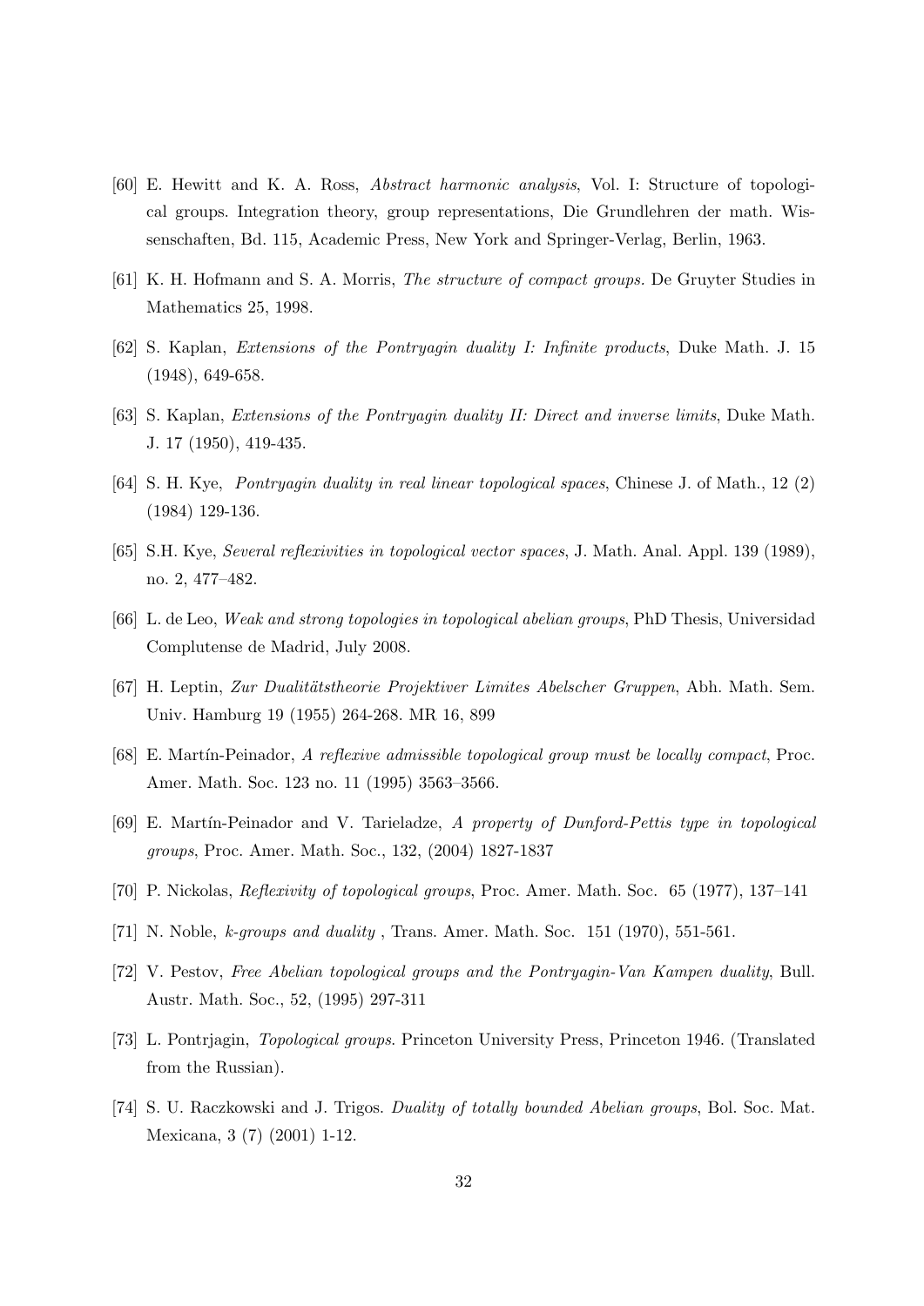[60] E. Hewitt and K. A. Ross, *Abstract harmonic analysis*, Vol. I: Structure of topological groups. Integration theory, group representations, Die Grundlehren der math. Wissenschaften, Bd. 115, Academic Press, New York and Springer-Verlag, Berlin, 1963.

[61] K. H. Hofmann and S. A. Morris, *The structure of compact groups.* De Gruyter Studies in Mathematics 25, 1998.

[62] S. Kaplan, *Extensions of the Pontryagin duality I: Infinite products*, Duke Math. J. 15 (1948), 649-658.

[63] S. Kaplan, *Extensions of the Pontryagin duality II: Direct and inverse limits*, Duke Math. J. 17 (1950), 419-435.

[64] S. H. Kye, *Pontryagin duality in real linear topological spaces*, Chinese J. of Math., 12 (2) (1984) 129-136.

[65] S.H. Kye, *Several reflexivities in topological vector spaces*, J. Math. Anal. Appl. 139 (1989), no. 2, 477–482.

[66] L. de Leo, *Weak and strong topologies in topological abelian groups*, PhD Thesis, Universidad Complutense de Madrid, July 2008.

[67] H. Leptin, *Zur Dualitätstheorie Projektiver Limites Abelscher Gruppen*, Abh. Math. Sem. Univ. Hamburg 19 (1955) 264-268. MR 16, 899

[68] E. Martín-Peinador, *A reflexive admissible topological group must be locally compact*, Proc. Amer. Math. Soc. 123 no. 11 (1995) 3563–3566.

[69] E. Martín-Peinador and V. Tarieladze, *A property of Dunford-Pettis type in topological groups*, Proc. Amer. Math. Soc., 132, (2004) 1827-1837

[70] P. Nickolas, *Reflexivity of topological groups*, Proc. Amer. Math. Soc. 65 (1977), 137–141

[71] N. Noble, *k-groups and duality* , Trans. Amer. Math. Soc. 151 (1970), 551-561.

[72] V. Pestov, *Free Abelian topological groups and the Pontryagin-Van Kampen duality*, Bull. Austr. Math. Soc., 52, (1995) 297-311

[73] L. Pontrjagin, *Topological groups*. Princeton University Press, Princeton 1946. (Translated from the Russian).

[74] S. U. Raczkowski and J. Trigos. *Duality of totally bounded Abelian groups*, Bol. Soc. Mat. Mexicana, 3 (7) (2001) 1-12.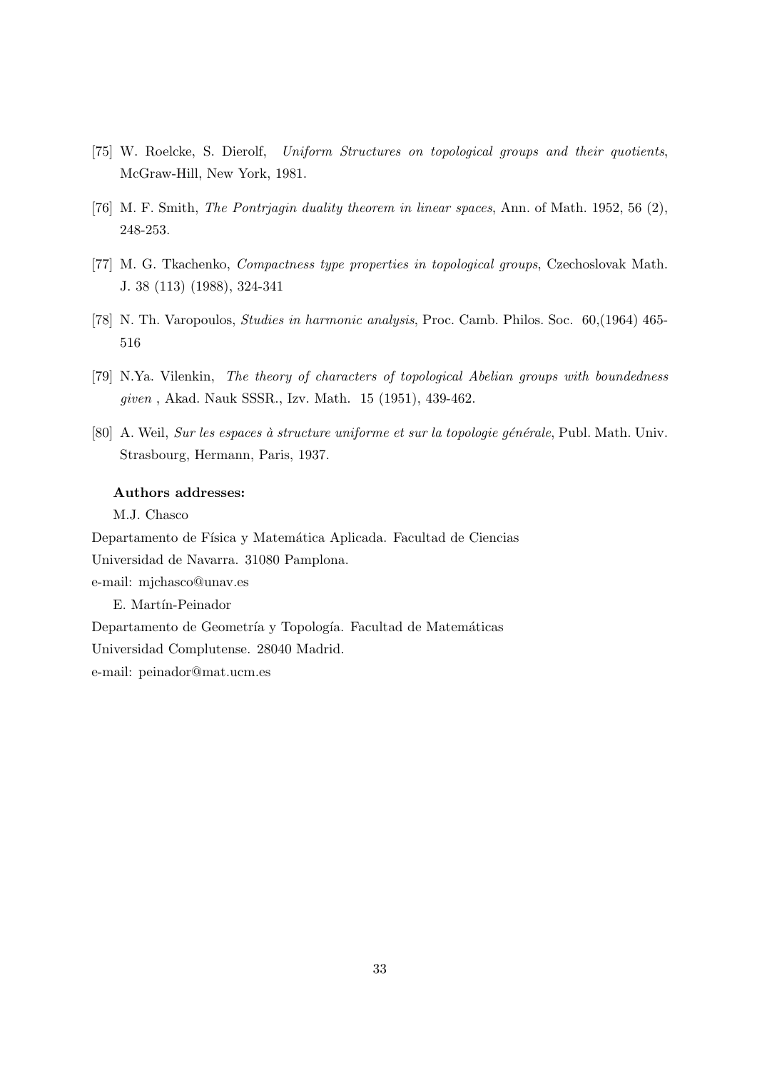[75] W. Roelcke, S. Dierolf, *Uniform Structures on topological groups and their quotients*, McGraw-Hill, New York, 1981.

[76] M. F. Smith, *The Pontrjagin duality theorem in linear spaces*, Ann. of Math. 1952, 56 (2), 248-253.

[77] M. G. Tkachenko, *Compactness type properties in topological groups*, Czechoslovak Math. J. 38 (113) (1988), 324-341

[78] N. Th. Varopoulos, *Studies in harmonic analysis*, Proc. Camb. Philos. Soc. 60,(1964) 465-516

[79] N.Ya. Vilenkin, *The theory of characters of topological Abelian groups with boundedness given* , Akad. Nauk SSSR., Izv. Math. 15 (1951), 439-462.

[80] A. Weil, *Sur les espaces à structure uniforme et sur la topologie générale*, Publ. Math. Univ. Strasbourg, Hermann, Paris, 1937.

**Authors addresses:**

M.J. Chasco

Departamento de Física y Matemática Aplicada. Facultad de Ciencias

Universidad de Navarra. 31080 Pamplona.

e-mail: mjchasco@unav.es

E. Martín-Peinador

Departamento de Geometría y Topología. Facultad de Matemáticas

Universidad Complutense. 28040 Madrid.

e-mail: peinador@mat.ucm.es